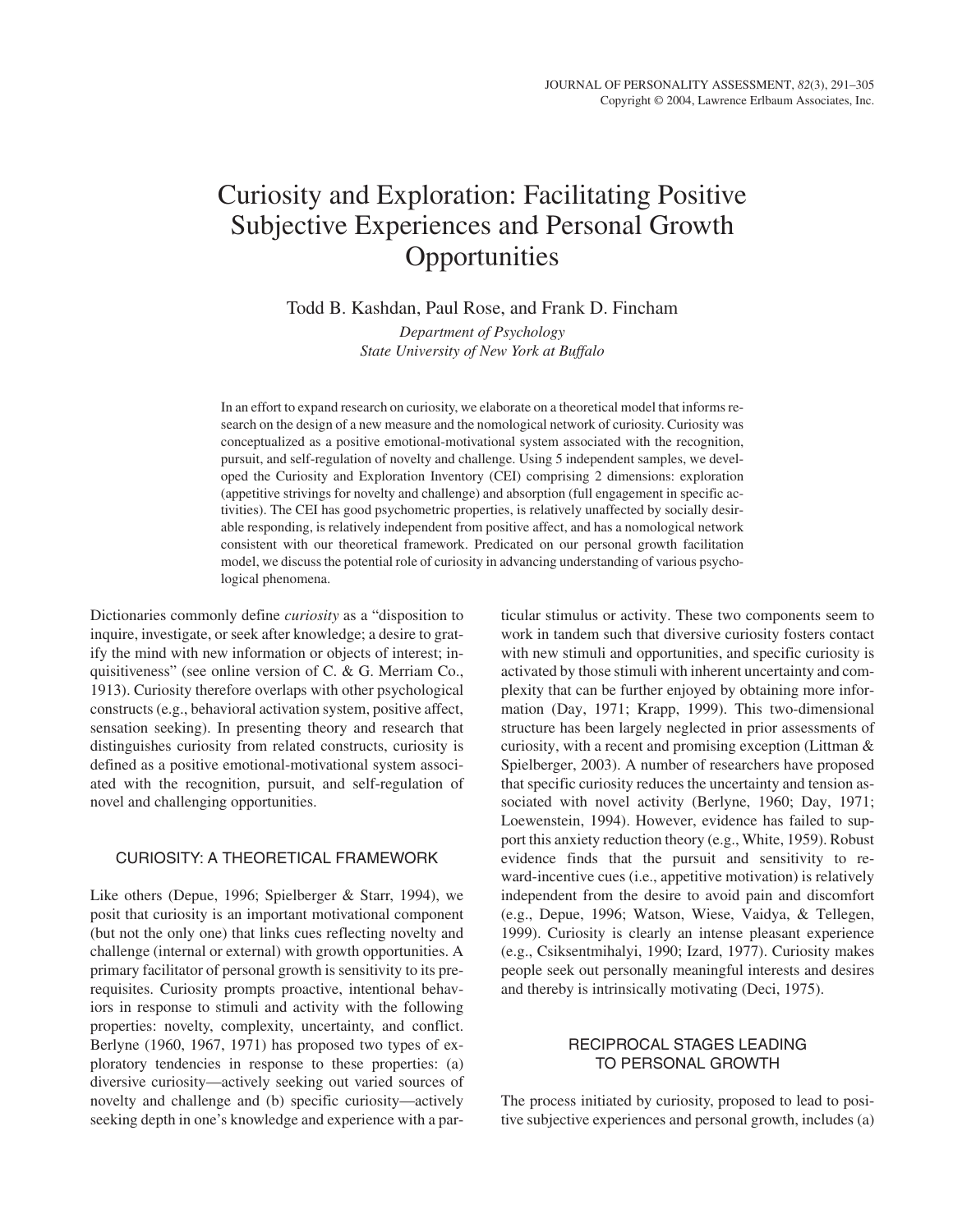# Curiosity and Exploration: Facilitating Positive Subjective Experiences and Personal Growth Opportunities

Todd B. Kashdan, Paul Rose, and Frank D. Fincham

*Department of Psychology*
*State University of New York at Buffalo*

In an effort to expand research on curiosity, we elaborate on a theoretical model that informs research on the design of a new measure and the nomological network of curiosity. Curiosity was conceptualized as a positive emotional-motivational system associated with the recognition, pursuit, and self-regulation of novelty and challenge. Using 5 independent samples, we developed the Curiosity and Exploration Inventory (CEI) comprising 2 dimensions: exploration (appetitive strivings for novelty and challenge) and absorption (full engagement in specific activities). The CEI has good psychometric properties, is relatively unaffected by socially desirable responding, is relatively independent from positive affect, and has a nomological network consistent with our theoretical framework. Predicated on our personal growth facilitation model, we discuss the potential role of curiosity in advancing understanding of various psychological phenomena.

Dictionaries commonly define *curiosity* as a "disposition to inquire, investigate, or seek after knowledge; a desire to gratify the mind with new information or objects of interest; inquisitiveness" (see online version of C. & G. Merriam Co., 1913). Curiosity therefore overlaps with other psychological constructs (e.g., behavioral activation system, positive affect, sensation seeking). In presenting theory and research that distinguishes curiosity from related constructs, curiosity is defined as a positive emotional-motivational system associated with the recognition, pursuit, and self-regulation of novel and challenging opportunities.

## CURIOSITY: A THEORETICAL FRAMEWORK

Like others (Depue, 1996; Spielberger & Starr, 1994), we posit that curiosity is an important motivational component (but not the only one) that links cues reflecting novelty and challenge (internal or external) with growth opportunities. A primary facilitator of personal growth is sensitivity to its prerequisites. Curiosity prompts proactive, intentional behaviors in response to stimuli and activity with the following properties: novelty, complexity, uncertainty, and conflict. Berlyne (1960, 1967, 1971) has proposed two types of exploratory tendencies in response to these properties: (a) diversive curiosity—actively seeking out varied sources of novelty and challenge and (b) specific curiosity—actively seeking depth in one's knowledge and experience with a particular stimulus or activity. These two components seem to work in tandem such that diversive curiosity fosters contact with new stimuli and opportunities, and specific curiosity is activated by those stimuli with inherent uncertainty and complexity that can be further enjoyed by obtaining more information (Day, 1971; Krapp, 1999). This two-dimensional structure has been largely neglected in prior assessments of curiosity, with a recent and promising exception (Littman & Spielberger, 2003). A number of researchers have proposed that specific curiosity reduces the uncertainty and tension associated with novel activity (Berlyne, 1960; Day, 1971; Loewenstein, 1994). However, evidence has failed to support this anxiety reduction theory (e.g., White, 1959). Robust evidence finds that the pursuit and sensitivity to reward-incentive cues (i.e., appetitive motivation) is relatively independent from the desire to avoid pain and discomfort (e.g., Depue, 1996; Watson, Wiese, Vaidya, & Tellegen, 1999). Curiosity is clearly an intense pleasant experience (e.g., Csiksentmihalyi, 1990; Izard, 1977). Curiosity makes people seek out personally meaningful interests and desires and thereby is intrinsically motivating (Deci, 1975).

## RECIPROCAL STAGES LEADING TO PERSONAL GROWTH

The process initiated by curiosity, proposed to lead to positive subjective experiences and personal growth, includes (a)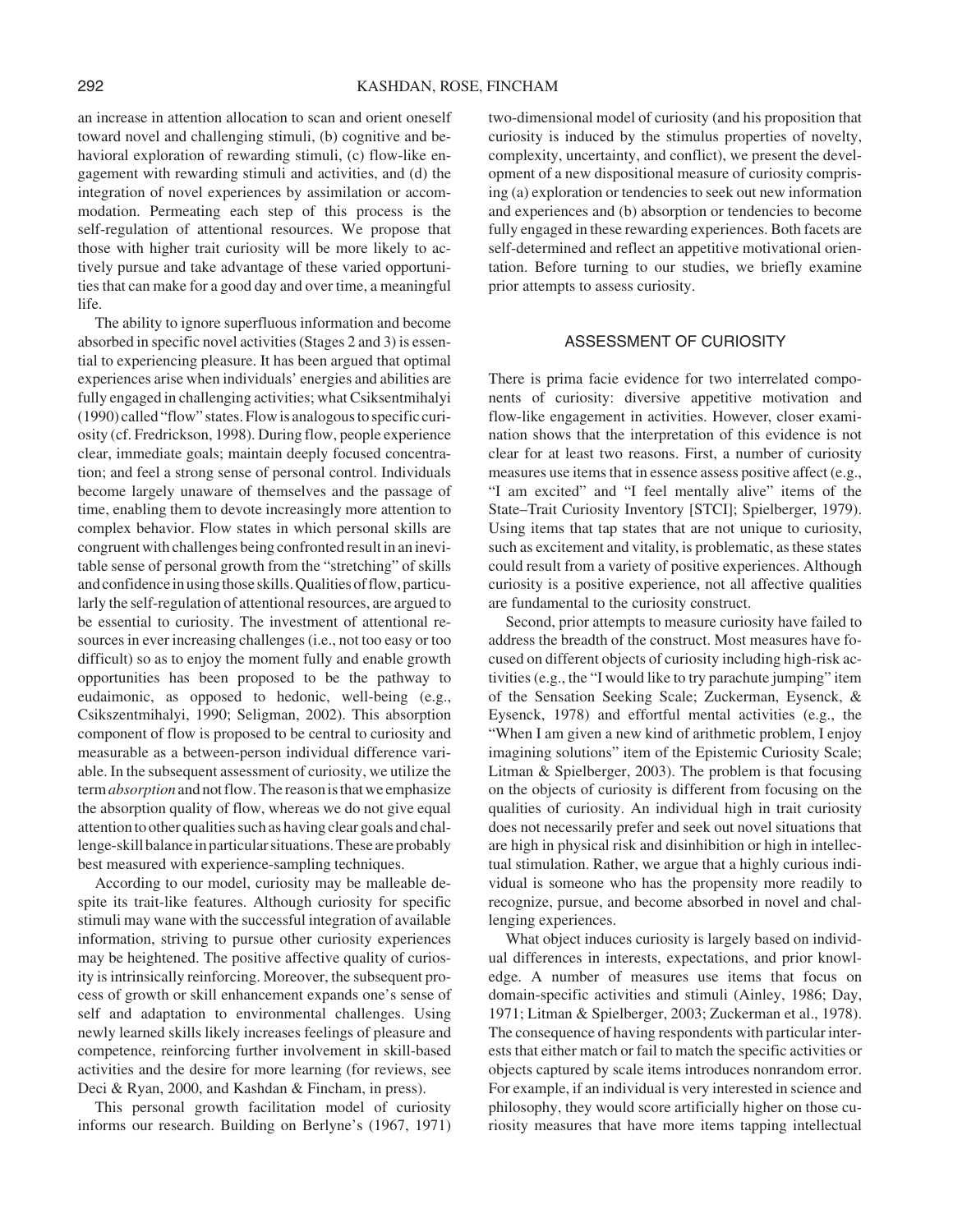an increase in attention allocation to scan and orient oneself toward novel and challenging stimuli, (b) cognitive and behavioral exploration of rewarding stimuli, (c) flow-like engagement with rewarding stimuli and activities, and (d) the integration of novel experiences by assimilation or accommodation. Permeating each step of this process is the self-regulation of attentional resources. We propose that those with higher trait curiosity will be more likely to actively pursue and take advantage of these varied opportunities that can make for a good day and over time, a meaningful life.

The ability to ignore superfluous information and become absorbed in specific novel activities (Stages 2 and 3) is essential to experiencing pleasure. It has been argued that optimal experiences arise when individuals' energies and abilities are fully engaged in challenging activities; what Csikszentmihalyi (1990) called "flow" states. Flow is analogous to specific curiosity (cf. Fredrickson, 1998). During flow, people experience clear, immediate goals; maintain deeply focused concentration; and feel a strong sense of personal control. Individuals become largely unaware of themselves and the passage of time, enabling them to devote increasingly more attention to complex behavior. Flow states in which personal skills are congruent with challenges being confronted result in an inevitable sense of personal growth from the "stretching" of skills and confidence in using those skills. Qualities of flow, particularly the self-regulation of attentional resources, are argued to be essential to curiosity. The investment of attentional resources in ever increasing challenges (i.e., not too easy or too difficult) so as to enjoy the moment fully and enable growth opportunities has been proposed to be the pathway to eudaimonic, as opposed to hedonic, well-being (e.g., Csikszentmihalyi, 1990; Seligman, 2002). This absorption component of flow is proposed to be central to curiosity and measurable as a between-person individual difference variable. In the subsequent assessment of curiosity, we utilize the term *absorption* and not flow. The reason is that we emphasize the absorption quality of flow, whereas we do not give equal attention to other qualities such as having clear goals and challenge-skill balance in particular situations. These are probably best measured with experience-sampling techniques.

According to our model, curiosity may be malleable despite its trait-like features. Although curiosity for specific stimuli may wane with the successful integration of available information, striving to pursue other curiosity experiences may be heightened. The positive affective quality of curiosity is intrinsically reinforcing. Moreover, the subsequent process of growth or skill enhancement expands one's sense of self and adaptation to environmental challenges. Using newly learned skills likely increases feelings of pleasure and competence, reinforcing further involvement in skill-based activities and the desire for more learning (for reviews, see Deci & Ryan, 2000, and Kashdan & Fincham, in press).

This personal growth facilitation model of curiosity informs our research. Building on Berlyne's (1967, 1971) two-dimensional model of curiosity (and his proposition that curiosity is induced by the stimulus properties of novelty, complexity, uncertainty, and conflict), we present the development of a new dispositional measure of curiosity comprising (a) exploration or tendencies to seek out new information and experiences and (b) absorption or tendencies to become fully engaged in these rewarding experiences. Both facets are self-determined and reflect an appetitive motivational orientation. Before turning to our studies, we briefly examine prior attempts to assess curiosity.

## ASSESSMENT OF CURIOSITY

There is prima facie evidence for two interrelated components of curiosity: diversive appetitive motivation and flow-like engagement in activities. However, closer examination shows that the interpretation of this evidence is not clear for at least two reasons. First, a number of curiosity measures use items that in essence assess positive affect (e.g., "I am excited" and "I feel mentally alive" items of the State–Trait Curiosity Inventory [STCI]; Spielberger, 1979). Using items that tap states that are not unique to curiosity, such as excitement and vitality, is problematic, as these states could result from a variety of positive experiences. Although curiosity is a positive experience, not all affective qualities are fundamental to the curiosity construct.

Second, prior attempts to measure curiosity have failed to address the breadth of the construct. Most measures have focused on different objects of curiosity including high-risk activities (e.g., the "I would like to try parachute jumping" item of the Sensation Seeking Scale; Zuckerman, Eysenck, & Eysenck, 1978) and effortful mental activities (e.g., the "When I am given a new kind of arithmetic problem, I enjoy imagining solutions" item of the Epistemic Curiosity Scale; Litman & Spielberger, 2003). The problem is that focusing on the objects of curiosity is different from focusing on the qualities of curiosity. An individual high in trait curiosity does not necessarily prefer and seek out novel situations that are high in physical risk and disinhibition or high in intellectual stimulation. Rather, we argue that a highly curious individual is someone who has the propensity more readily to recognize, pursue, and become absorbed in novel and challenging experiences.

What object induces curiosity is largely based on individual differences in interests, expectations, and prior knowledge. A number of measures use items that focus on domain-specific activities and stimuli (Ainley, 1986; Day, 1971; Litman & Spielberger, 2003; Zuckerman et al., 1978). The consequence of having respondents with particular interests that either match or fail to match the specific activities or objects captured by scale items introduces nonrandom error. For example, if an individual is very interested in science and philosophy, they would score artificially higher on those curiosity measures that have more items tapping intellectual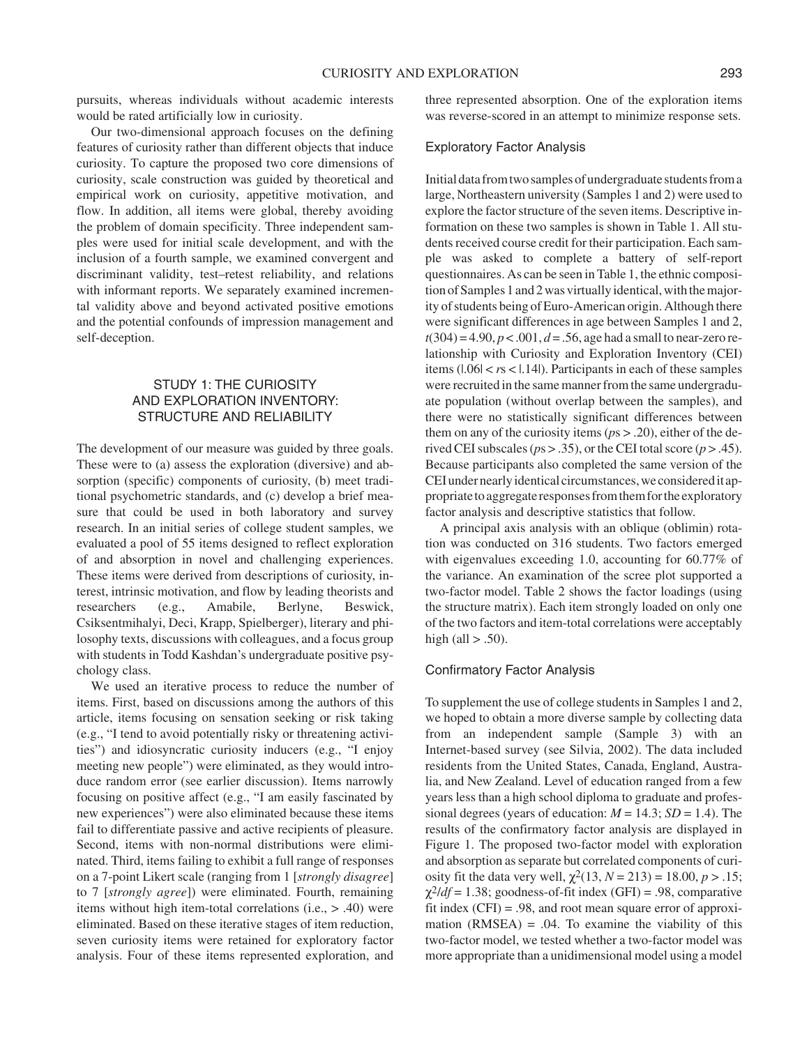pursuits, whereas individuals without academic interests would be rated artificially low in curiosity.

Our two-dimensional approach focuses on the defining features of curiosity rather than different objects that induce curiosity. To capture the proposed two core dimensions of curiosity, scale construction was guided by theoretical and empirical work on curiosity, appetitive motivation, and flow. In addition, all items were global, thereby avoiding the problem of domain specificity. Three independent samples were used for initial scale development, and with the inclusion of a fourth sample, we examined convergent and discriminant validity, test–retest reliability, and relations with informant reports. We separately examined incremental validity above and beyond activated positive emotions and the potential confounds of impression management and self-deception.

## STUDY 1: THE CURIOSITY AND EXPLORATION INVENTORY: STRUCTURE AND RELIABILITY

The development of our measure was guided by three goals. These were to (a) assess the exploration (diversive) and absorption (specific) components of curiosity, (b) meet traditional psychometric standards, and (c) develop a brief measure that could be used in both laboratory and survey research. In an initial series of college student samples, we evaluated a pool of 55 items designed to reflect exploration of and absorption in novel and challenging experiences. These items were derived from descriptions of curiosity, interest, intrinsic motivation, and flow by leading theorists and researchers (e.g., Amabile, Berlyne, Beswick, Csiksentmihalyi, Deci, Krapp, Spielberger), literary and philosophy texts, discussions with colleagues, and a focus group with students in Todd Kashdan's undergraduate positive psychology class.

We used an iterative process to reduce the number of items. First, based on discussions among the authors of this article, items focusing on sensation seeking or risk taking (e.g., "I tend to avoid potentially risky or threatening activities") and idiosyncratic curiosity inducers (e.g., "I enjoy meeting new people") were eliminated, as they would introduce random error (see earlier discussion). Items narrowly focusing on positive affect (e.g., "I am easily fascinated by new experiences") were also eliminated because these items fail to differentiate passive and active recipients of pleasure. Second, items with non-normal distributions were eliminated. Third, items failing to exhibit a full range of responses on a 7-point Likert scale (ranging from 1 [*strongly disagree*] to 7 [*strongly agree*]) were eliminated. Fourth, remaining items without high item-total correlations (i.e., > .40) were eliminated. Based on these iterative stages of item reduction, seven curiosity items were retained for exploratory factor analysis. Four of these items represented exploration, and three represented absorption. One of the exploration items was reverse-scored in an attempt to minimize response sets.

### Exploratory Factor Analysis

Initial data from two samples of undergraduate students from a large, Northeastern university (Samples 1 and 2) were used to explore the factor structure of the seven items. Descriptive information on these two samples is shown in Table 1. All students received course credit for their participation. Each sample was asked to complete a battery of self-report questionnaires. As can be seen in Table 1, the ethnic composition of Samples 1 and 2 was virtually identical, with the majority of students being of Euro-American origin. Although there were significant differences in age between Samples 1 and 2, $t(304) = 4.90$, $p < .001$, $d = .56$, age had a small to near-zero relationship with Curiosity and Exploration Inventory (CEI) items ($|.06| < rs < |.14|$). Participants in each of these samples were recruited in the same manner from the same undergraduate population (without overlap between the samples), and there were no statistically significant differences between them on any of the curiosity items ($ps > .20$), either of the derived CEI subscales ($ps > .35$), or the CEI total score ($p > .45$). Because participants also completed the same version of the CEI under nearly identical circumstances, we considered it appropriate to aggregate responses from them for the exploratory factor analysis and descriptive statistics that follow.

A principal axis analysis with an oblique (oblimin) rotation was conducted on 316 students. Two factors emerged with eigenvalues exceeding 1.0, accounting for 60.77% of the variance. An examination of the scree plot supported a two-factor model. Table 2 shows the factor loadings (using the structure matrix). Each item strongly loaded on only one of the two factors and item-total correlations were acceptably high (all > .50).

### Confirmatory Factor Analysis

To supplement the use of college students in Samples 1 and 2, we hoped to obtain a more diverse sample by collecting data from an independent sample (Sample 3) with an Internet-based survey (see Silvia, 2002). The data included residents from the United States, Canada, England, Australia, and New Zealand. Level of education ranged from a few years less than a high school diploma to graduate and professional degrees (years of education: $M = 14.3$; $SD = 1.4$). The results of the confirmatory factor analysis are displayed in Figure 1. The proposed two-factor model with exploration and absorption as separate but correlated components of curiosity fit the data very well, $\chi^2(13, N = 213) = 18.00$, $p > .15$; $\chi^2/df = 1.38$; goodness-of-fit index (GFI) = .98, comparative fit index (CFI) = .98, and root mean square error of approximation (RMSEA) = .04. To examine the viability of this two-factor model, we tested whether a two-factor model was more appropriate than a unidimensional model using a model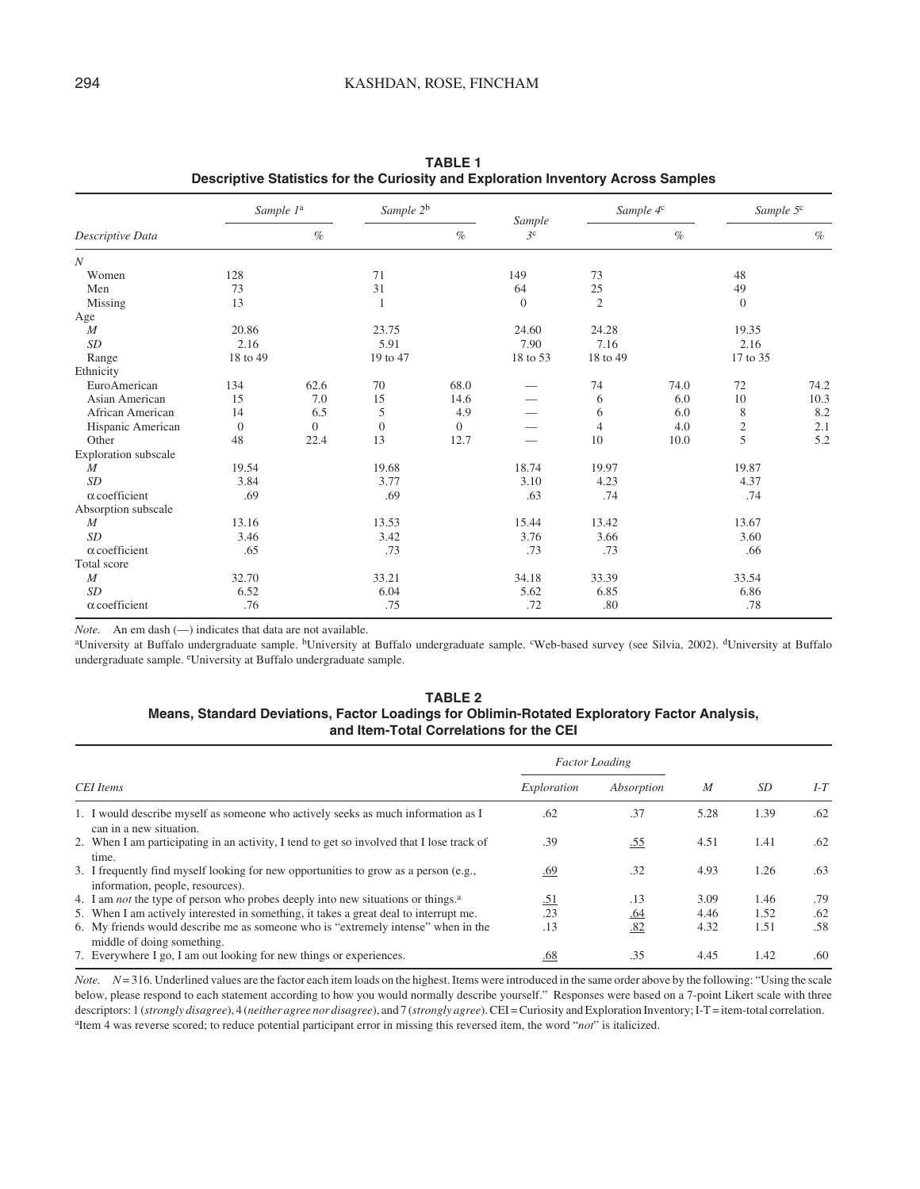**TABLE 1**
**Descriptive Statistics for the Curiosity and Exploration Inventory Across Samples**

| Descriptive Data | *Sample 1*[a] | | *Sample 2*[b] | | *Sample 3*[c] | *Sample 4*[c] | | *Sample 5*[c] | |
|---|---|---|---|---|---|---|---|---|---|
| | | *%* | | *%* | | | *%* | | *%* |
| *N* | | | | | | | | | |
| Women | 128 | | 71 | | 149 | 73 | | 48 | |
| Men | 73 | | 31 | | 64 | 25 | | 49 | |
| Missing | 13 | | 1 | | 0 | 2 | | 0 | |
| Age | | | | | | | | | |
| *M* | 20.86 | | 23.75 | | 24.60 | 24.28 | | 19.35 | |
| *SD* | 2.16 | | 5.91 | | 7.90 | 7.16 | | 2.16 | |
| Range | 18 to 49 | | 19 to 47 | | 18 to 53 | 18 to 49 | | 17 to 35 | |
| Ethnicity | | | | | | | | | |
| EuroAmerican | 134 | 62.6 | 70 | 68.0 | — | 74 | 74.0 | 72 | 74.2 |
| Asian American | 15 | 7.0 | 15 | 14.6 | — | 6 | 6.0 | 10 | 10.3 |
| African American | 14 | 6.5 | 5 | 4.9 | — | 6 | 6.0 | 8 | 8.2 |
| Hispanic American | 0 | 0 | 0 | 0 | — | 4 | 4.0 | 2 | 2.1 |
| Other | 48 | 22.4 | 13 | 12.7 | — | 10 | 10.0 | 5 | 5.2 |
| Exploration subscale | | | | | | | | | |
| *M* | 19.54 | | 19.68 | | 18.74 | 19.97 | | 19.87 | |
| *SD* | 3.84 | | 3.77 | | 3.10 | 4.23 | | 4.37 | |
| α coefficient | .69 | | .69 | | .63 | .74 | | .74 | |
| Absorption subscale | | | | | | | | | |
| *M* | 13.16 | | 13.53 | | 15.44 | 13.42 | | 13.67 | |
| *SD* | 3.46 | | 3.42 | | 3.76 | 3.66 | | 3.60 | |
| α coefficient | .65 | | .73 | | .73 | .73 | | .66 | |
| Total score | | | | | | | | | |
| *M* | 32.70 | | 33.21 | | 34.18 | 33.39 | | 33.54 | |
| *SD* | 6.52 | | 6.04 | | 5.62 | 6.85 | | 6.86 | |
| α coefficient | .76 | | .75 | | .72 | .80 | | .78 | |

*Note.* An em dash (—) indicates that data are not available.
[a]University at Buffalo undergraduate sample. [b]University at Buffalo undergraduate sample. [c]Web-based survey (see Silvia, 2002). [d]University at Buffalo undergraduate sample. [e]University at Buffalo undergraduate sample.

**TABLE 2**
**Means, Standard Deviations, Factor Loadings for Oblimin-Rotated Exploratory Factor Analysis, and Item-Total Correlations for the CEI**

| *CEI Items* | *Factor Loading* | | *M* | *SD* | *I-T* |
|---|---|---|---|---|---|
| | *Exploration* | *Absorption* | | | |
| 1. I would describe myself as someone who actively seeks as much information as I can in a new situation. | .62 | .37 | 5.28 | 1.39 | .62 |
| 2. When I am participating in an activity, I tend to get so involved that I lose track of time. | .39 | <u>.55</u> | 4.51 | 1.41 | .62 |
| 3. I frequently find myself looking for new opportunities to grow as a person (e.g., information, people, resources). | <u>.69</u> | .32 | 4.93 | 1.26 | .63 |
| 4. I am *not* the type of person who probes deeply into new situations or things.[a] | <u>.51</u> | .13 | 3.09 | 1.46 | .79 |
| 5. When I am actively interested in something, it takes a great deal to interrupt me. | .23 | <u>.64</u> | 4.46 | 1.52 | .62 |
| 6. My friends would describe me as someone who is "extremely intense" when in the middle of doing something. | .13 | <u>.82</u> | 4.32 | 1.51 | .58 |
| 7. Everywhere I go, I am out looking for new things or experiences. | <u>.68</u> | .35 | 4.45 | 1.42 | .60 |

*Note.* $N = 316$. Underlined values are the factor each item loads on the highest. Items were introduced in the same order above by the following: "Using the scale below, please respond to each statement according to how you would normally describe yourself." Responses were based on a 7-point Likert scale with three descriptors: 1 (*strongly disagree*), 4 (*neither agree nor disagree*), and 7 (*strongly agree*). CEI = Curiosity and Exploration Inventory; I-T = item-total correlation.
[a]Item 4 was reverse scored; to reduce potential participant error in missing this reversed item, the word "*not*" is italicized.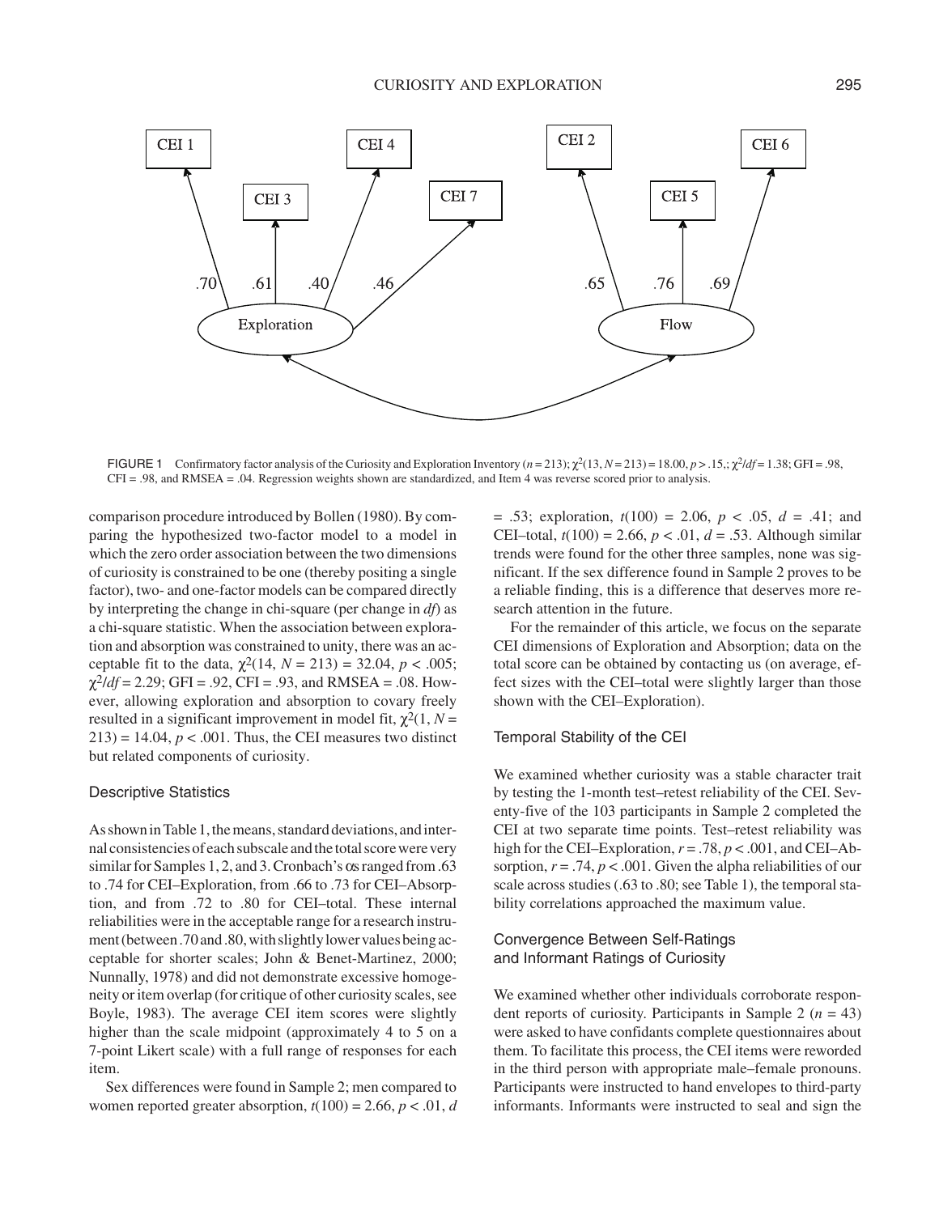FIGURE 1 Confirmatory factor analysis of the Curiosity and Exploration Inventory ($n = 213$); $\chi^2(13, N = 213) = 18.00, p > .15$,; $\chi^2/df = 1.38$; GFI = .98, CFI = .98, and RMSEA = .04. Regression weights shown are standardized, and Item 4 was reverse scored prior to analysis.

comparison procedure introduced by Bollen (1980). By comparing the hypothesized two-factor model to a model in which the zero order association between the two dimensions of curiosity is constrained to be one (thereby positing a single factor), two- and one-factor models can be compared directly by interpreting the change in chi-square (per change in *df*) as a chi-square statistic. When the association between exploration and absorption was constrained to unity, there was an acceptable fit to the data, $\chi^2(14, N = 213) = 32.04, p < .005$; $\chi^2/df = 2.29$; GFI = .92, CFI = .93, and RMSEA = .08. However, allowing exploration and absorption to covary freely resulted in a significant improvement in model fit, $\chi^2(1, N = 213) = 14.04, p < .001$. Thus, the CEI measures two distinct but related components of curiosity.

### Descriptive Statistics

As shown in Table 1, the means, standard deviations, and internal consistencies of each subscale and the total score were very similar for Samples 1, 2, and 3. Cronbach's αs ranged from .63 to .74 for CEI–Exploration, from .66 to .73 for CEI–Absorption, and from .72 to .80 for CEI–total. These internal reliabilities were in the acceptable range for a research instrument (between .70 and .80, with slightly lower values being acceptable for shorter scales; John & Benet-Martinez, 2000; Nunnally, 1978) and did not demonstrate excessive homogeneity or item overlap (for critique of other curiosity scales, see Boyle, 1983). The average CEI item scores were slightly higher than the scale midpoint (approximately 4 to 5 on a 7-point Likert scale) with a full range of responses for each item.

Sex differences were found in Sample 2; men compared to women reported greater absorption, $t(100) = 2.66, p < .01, d = .53$; exploration, $t(100) = 2.06, p < .05, d = .41$; and CEI–total, $t(100) = 2.66, p < .01, d = .53$. Although similar trends were found for the other three samples, none was significant. If the sex difference found in Sample 2 proves to be a reliable finding, this is a difference that deserves more research attention in the future.

For the remainder of this article, we focus on the separate CEI dimensions of Exploration and Absorption; data on the total score can be obtained by contacting us (on average, effect sizes with the CEI–total were slightly larger than those shown with the CEI–Exploration).

### Temporal Stability of the CEI

We examined whether curiosity was a stable character trait by testing the 1-month test–retest reliability of the CEI. Seventy-five of the 103 participants in Sample 2 completed the CEI at two separate time points. Test–retest reliability was high for the CEI–Exploration, $r = .78, p < .001$, and CEI–Absorption, $r = .74, p < .001$. Given the alpha reliabilities of our scale across studies (.63 to .80; see Table 1), the temporal stability correlations approached the maximum value.

### Convergence Between Self-Ratings and Informant Ratings of Curiosity

We examined whether other individuals corroborate respondent reports of curiosity. Participants in Sample 2 ($n = 43$) were asked to have confidants complete questionnaires about them. To facilitate this process, the CEI items were reworded in the third person with appropriate male–female pronouns. Participants were instructed to hand envelopes to third-party informants. Informants were instructed to seal and sign the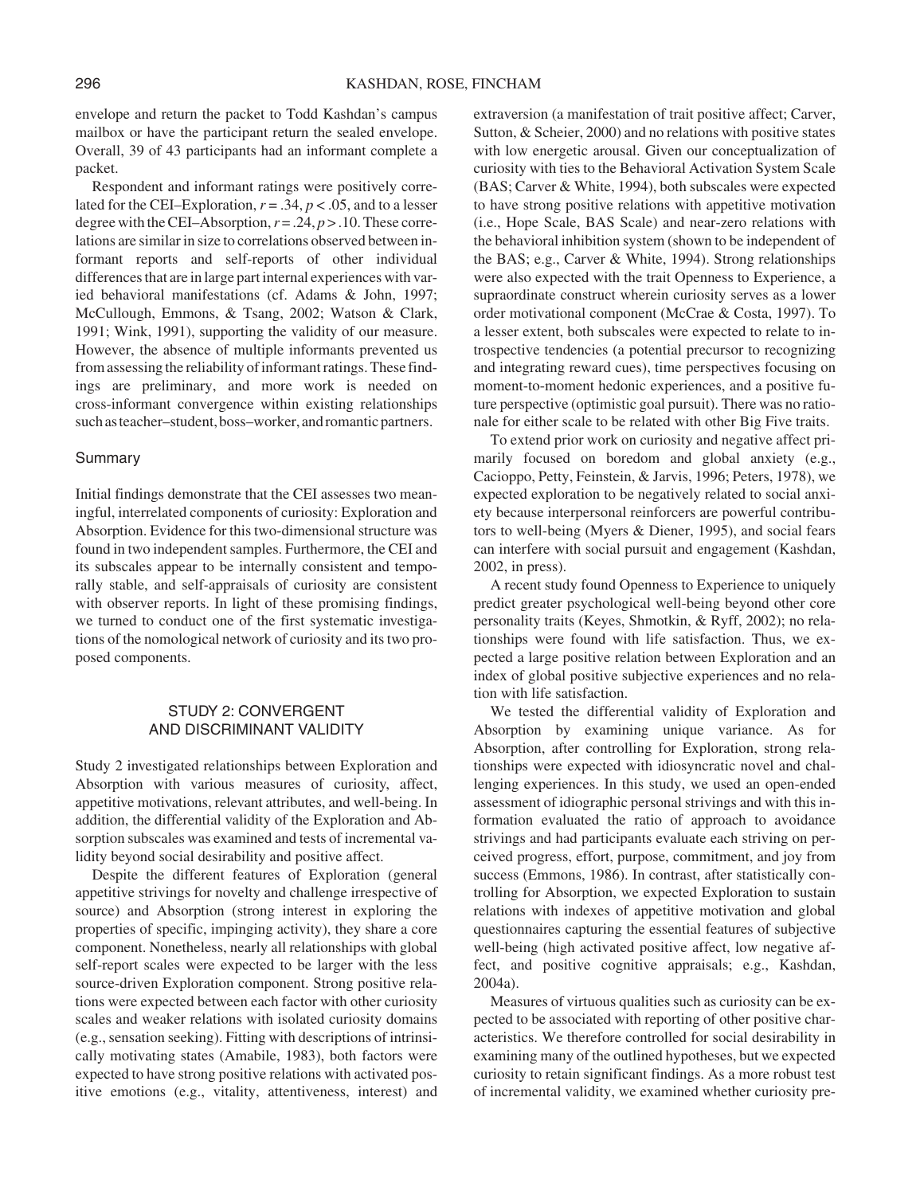envelope and return the packet to Todd Kashdan's campus mailbox or have the participant return the sealed envelope. Overall, 39 of 43 participants had an informant complete a packet.

Respondent and informant ratings were positively correlated for the CEI–Exploration, $r = .34$, $p < .05$, and to a lesser degree with the CEI–Absorption, $r = .24$, $p > .10$. These correlations are similar in size to correlations observed between informant reports and self-reports of other individual differences that are in large part internal experiences with varied behavioral manifestations (cf. Adams & John, 1997; McCullough, Emmons, & Tsang, 2002; Watson & Clark, 1991; Wink, 1991), supporting the validity of our measure. However, the absence of multiple informants prevented us from assessing the reliability of informant ratings. These findings are preliminary, and more work is needed on cross-informant convergence within existing relationships such as teacher–student, boss–worker, and romantic partners.

### Summary

Initial findings demonstrate that the CEI assesses two meaningful, interrelated components of curiosity: Exploration and Absorption. Evidence for this two-dimensional structure was found in two independent samples. Furthermore, the CEI and its subscales appear to be internally consistent and temporally stable, and self-appraisals of curiosity are consistent with observer reports. In light of these promising findings, we turned to conduct one of the first systematic investigations of the nomological network of curiosity and its two proposed components.

## STUDY 2: CONVERGENT AND DISCRIMINANT VALIDITY

Study 2 investigated relationships between Exploration and Absorption with various measures of curiosity, affect, appetitive motivations, relevant attributes, and well-being. In addition, the differential validity of the Exploration and Absorption subscales was examined and tests of incremental validity beyond social desirability and positive affect.

Despite the different features of Exploration (general appetitive strivings for novelty and challenge irrespective of source) and Absorption (strong interest in exploring the properties of specific, impinging activity), they share a core component. Nonetheless, nearly all relationships with global self-report scales were expected to be larger with the less source-driven Exploration component. Strong positive relations were expected between each factor with other curiosity scales and weaker relations with isolated curiosity domains (e.g., sensation seeking). Fitting with descriptions of intrinsically motivating states (Amabile, 1983), both factors were expected to have strong positive relations with activated positive emotions (e.g., vitality, attentiveness, interest) and extraversion (a manifestation of trait positive affect; Carver, Sutton, & Scheier, 2000) and no relations with positive states with low energetic arousal. Given our conceptualization of curiosity with ties to the Behavioral Activation System Scale (BAS; Carver & White, 1994), both subscales were expected to have strong positive relations with appetitive motivation (i.e., Hope Scale, BAS Scale) and near-zero relations with the behavioral inhibition system (shown to be independent of the BAS; e.g., Carver & White, 1994). Strong relationships were also expected with the trait Openness to Experience, a supraordinate construct wherein curiosity serves as a lower order motivational component (McCrae & Costa, 1997). To a lesser extent, both subscales were expected to relate to introspective tendencies (a potential precursor to recognizing and integrating reward cues), time perspectives focusing on moment-to-moment hedonic experiences, and a positive future perspective (optimistic goal pursuit). There was no rationale for either scale to be related with other Big Five traits.

To extend prior work on curiosity and negative affect primarily focused on boredom and global anxiety (e.g., Cacioppo, Petty, Feinstein, & Jarvis, 1996; Peters, 1978), we expected exploration to be negatively related to social anxiety because interpersonal reinforcers are powerful contributors to well-being (Myers & Diener, 1995), and social fears can interfere with social pursuit and engagement (Kashdan, 2002, in press).

A recent study found Openness to Experience to uniquely predict greater psychological well-being beyond other core personality traits (Keyes, Shmotkin, & Ryff, 2002); no relationships were found with life satisfaction. Thus, we expected a large positive relation between Exploration and an index of global positive subjective experiences and no relation with life satisfaction.

We tested the differential validity of Exploration and Absorption by examining unique variance. As for Absorption, after controlling for Exploration, strong relationships were expected with idiosyncratic novel and challenging experiences. In this study, we used an open-ended assessment of idiographic personal strivings and with this information evaluated the ratio of approach to avoidance strivings and had participants evaluate each striving on perceived progress, effort, purpose, commitment, and joy from success (Emmons, 1986). In contrast, after statistically controlling for Absorption, we expected Exploration to sustain relations with indexes of appetitive motivation and global questionnaires capturing the essential features of subjective well-being (high activated positive affect, low negative affect, and positive cognitive appraisals; e.g., Kashdan, 2004a).

Measures of virtuous qualities such as curiosity can be expected to be associated with reporting of other positive characteristics. We therefore controlled for social desirability in examining many of the outlined hypotheses, but we expected curiosity to retain significant findings. As a more robust test of incremental validity, we examined whether curiosity pre-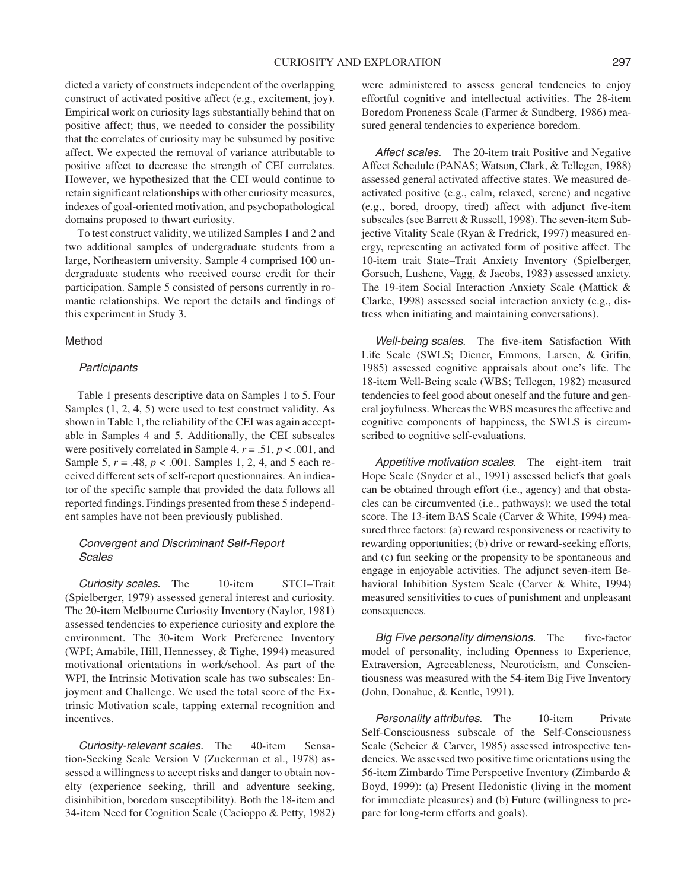dicted a variety of constructs independent of the overlapping construct of activated positive affect (e.g., excitement, joy). Empirical work on curiosity lags substantially behind that on positive affect; thus, we needed to consider the possibility that the correlates of curiosity may be subsumed by positive affect. We expected the removal of variance attributable to positive affect to decrease the strength of CEI correlates. However, we hypothesized that the CEI would continue to retain significant relationships with other curiosity measures, indexes of goal-oriented motivation, and psychopathological domains proposed to thwart curiosity.

To test construct validity, we utilized Samples 1 and 2 and two additional samples of undergraduate students from a large, Northeastern university. Sample 4 comprised 100 undergraduate students who received course credit for their participation. Sample 5 consisted of persons currently in romantic relationships. We report the details and findings of this experiment in Study 3.

## Method

### *Participants*

Table 1 presents descriptive data on Samples 1 to 5. Four Samples (1, 2, 4, 5) were used to test construct validity. As shown in Table 1, the reliability of the CEI was again acceptable in Samples 4 and 5. Additionally, the CEI subscales were positively correlated in Sample 4, $r = .51$, $p < .001$, and Sample 5, $r = .48$, $p < .001$. Samples 1, 2, 4, and 5 each received different sets of self-report questionnaires. An indicator of the specific sample that provided the data follows all reported findings. Findings presented from these 5 independent samples have not been previously published.

### *Convergent and Discriminant Self-Report Scales*

*Curiosity scales.* The 10-item STCI–Trait (Spielberger, 1979) assessed general interest and curiosity. The 20-item Melbourne Curiosity Inventory (Naylor, 1981) assessed tendencies to experience curiosity and explore the environment. The 30-item Work Preference Inventory (WPI; Amabile, Hill, Hennessey, & Tighe, 1994) measured motivational orientations in work/school. As part of the WPI, the Intrinsic Motivation scale has two subscales: Enjoyment and Challenge. We used the total score of the Extrinsic Motivation scale, tapping external recognition and incentives.

*Curiosity-relevant scales.* The 40-item Sensation-Seeking Scale Version V (Zuckerman et al., 1978) assessed a willingness to accept risks and danger to obtain novelty (experience seeking, thrill and adventure seeking, disinhibition, boredom susceptibility). Both the 18-item and 34-item Need for Cognition Scale (Cacioppo & Petty, 1982) were administered to assess general tendencies to enjoy effortful cognitive and intellectual activities. The 28-item Boredom Proneness Scale (Farmer & Sundberg, 1986) measured general tendencies to experience boredom.

*Affect scales.* The 20-item trait Positive and Negative Affect Schedule (PANAS; Watson, Clark, & Tellegen, 1988) assessed general activated affective states. We measured deactivated positive (e.g., calm, relaxed, serene) and negative (e.g., bored, droopy, tired) affect with adjunct five-item subscales (see Barrett & Russell, 1998). The seven-item Subjective Vitality Scale (Ryan & Fredrick, 1997) measured energy, representing an activated form of positive affect. The 10-item trait State–Trait Anxiety Inventory (Spielberger, Gorsuch, Lushene, Vagg, & Jacobs, 1983) assessed anxiety. The 19-item Social Interaction Anxiety Scale (Mattick & Clarke, 1998) assessed social interaction anxiety (e.g., distress when initiating and maintaining conversations).

*Well-being scales.* The five-item Satisfaction With Life Scale (SWLS; Diener, Emmons, Larsen, & Grifin, 1985) assessed cognitive appraisals about one's life. The 18-item Well-Being scale (WBS; Tellegen, 1982) measured tendencies to feel good about oneself and the future and general joyfulness. Whereas the WBS measures the affective and cognitive components of happiness, the SWLS is circumscribed to cognitive self-evaluations.

*Appetitive motivation scales.* The eight-item trait Hope Scale (Snyder et al., 1991) assessed beliefs that goals can be obtained through effort (i.e., agency) and that obstacles can be circumvented (i.e., pathways); we used the total score. The 13-item BAS Scale (Carver & White, 1994) measured three factors: (a) reward responsiveness or reactivity to rewarding opportunities; (b) drive or reward-seeking efforts, and (c) fun seeking or the propensity to be spontaneous and engage in enjoyable activities. The adjunct seven-item Behavioral Inhibition System Scale (Carver & White, 1994) measured sensitivities to cues of punishment and unpleasant consequences.

*Big Five personality dimensions.* The five-factor model of personality, including Openness to Experience, Extraversion, Agreeableness, Neuroticism, and Conscientiousness was measured with the 54-item Big Five Inventory (John, Donahue, & Kentle, 1991).

*Personality attributes.* The 10-item Private Self-Consciousness subscale of the Self-Consciousness Scale (Scheier & Carver, 1985) assessed introspective tendencies. We assessed two positive time orientations using the 56-item Zimbardo Time Perspective Inventory (Zimbardo & Boyd, 1999): (a) Present Hedonistic (living in the moment for immediate pleasures) and (b) Future (willingness to prepare for long-term efforts and goals).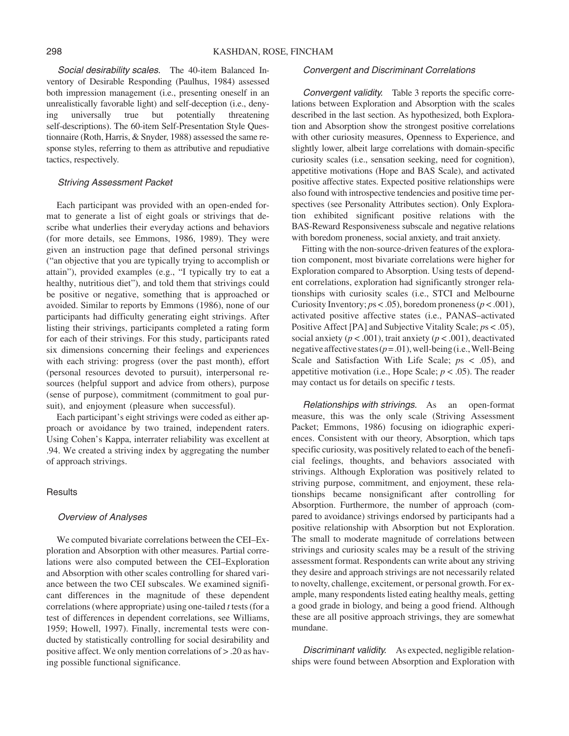*Social desirability scales.* The 40-item Balanced Inventory of Desirable Responding (Paulhus, 1984) assessed both impression management (i.e., presenting oneself in an unrealistically favorable light) and self-deception (i.e., denying universally true but potentially threatening self-descriptions). The 60-item Self-Presentation Style Questionnaire (Roth, Harris, & Snyder, 1988) assessed the same response styles, referring to them as attributive and repudiative tactics, respectively.

### *Striving Assessment Packet*

Each participant was provided with an open-ended format to generate a list of eight goals or strivings that describe what underlies their everyday actions and behaviors (for more details, see Emmons, 1986, 1989). They were given an instruction page that defined personal strivings ("an objective that you are typically trying to accomplish or attain"), provided examples (e.g., "I typically try to eat a healthy, nutritious diet"), and told them that strivings could be positive or negative, something that is approached or avoided. Similar to reports by Emmons (1986), none of our participants had difficulty generating eight strivings. After listing their strivings, participants completed a rating form for each of their strivings. For this study, participants rated six dimensions concerning their feelings and experiences with each striving: progress (over the past month), effort (personal resources devoted to pursuit), interpersonal resources (helpful support and advice from others), purpose (sense of purpose), commitment (commitment to goal pursuit), and enjoyment (pleasure when successful).

Each participant's eight strivings were coded as either approach or avoidance by two trained, independent raters. Using Cohen's Kappa, interrater reliability was excellent at .94. We created a striving index by aggregating the number of approach strivings.

## Results

### *Overview of Analyses*

We computed bivariate correlations between the CEI–Exploration and Absorption with other measures. Partial correlations were also computed between the CEI–Exploration and Absorption with other scales controlling for shared variance between the two CEI subscales. We examined significant differences in the magnitude of these dependent correlations (where appropriate) using one-tailed *t* tests (for a test of differences in dependent correlations, see Williams, 1959; Howell, 1997). Finally, incremental tests were conducted by statistically controlling for social desirability and positive affect. We only mention correlations of $> .20$ as having possible functional significance.

### *Convergent and Discriminant Correlations*

*Convergent validity.* Table 3 reports the specific correlations between Exploration and Absorption with the scales described in the last section. As hypothesized, both Exploration and Absorption show the strongest positive correlations with other curiosity measures, Openness to Experience, and slightly lower, albeit large correlations with domain-specific curiosity scales (i.e., sensation seeking, need for cognition), appetitive motivations (Hope and BAS Scale), and activated positive affective states. Expected positive relationships were also found with introspective tendencies and positive time perspectives (see Personality Attributes section). Only Exploration exhibited significant positive relations with the BAS-Reward Responsiveness subscale and negative relations with boredom proneness, social anxiety, and trait anxiety.

Fitting with the non-source-driven features of the exploration component, most bivariate correlations were higher for Exploration compared to Absorption. Using tests of dependent correlations, exploration had significantly stronger relationships with curiosity scales (i.e., STCI and Melbourne Curiosity Inventory; $p$s $< .05$), boredom proneness ($p < .001$), activated positive affective states (i.e., PANAS–activated Positive Affect [PA] and Subjective Vitality Scale; $p$s $< .05$), social anxiety ($p < .001$), trait anxiety ($p < .001$), deactivated negative affective states ($p = .01$), well-being (i.e., Well-Being Scale and Satisfaction With Life Scale; $p$s $< .05$), and appetitive motivation (i.e., Hope Scale; $p < .05$). The reader may contact us for details on specific *t* tests.

*Relationships with strivings.* As an open-format measure, this was the only scale (Striving Assessment Packet; Emmons, 1986) focusing on idiographic experiences. Consistent with our theory, Absorption, which taps specific curiosity, was positively related to each of the beneficial feelings, thoughts, and behaviors associated with strivings. Although Exploration was positively related to striving purpose, commitment, and enjoyment, these relationships became nonsignificant after controlling for Absorption. Furthermore, the number of approach (compared to avoidance) strivings endorsed by participants had a positive relationship with Absorption but not Exploration. The small to moderate magnitude of correlations between strivings and curiosity scales may be a result of the striving assessment format. Respondents can write about any striving they desire and approach strivings are not necessarily related to novelty, challenge, excitement, or personal growth. For example, many respondents listed eating healthy meals, getting a good grade in biology, and being a good friend. Although these are all positive approach strivings, they are somewhat mundane.

*Discriminant validity.* As expected, negligible relationships were found between Absorption and Exploration with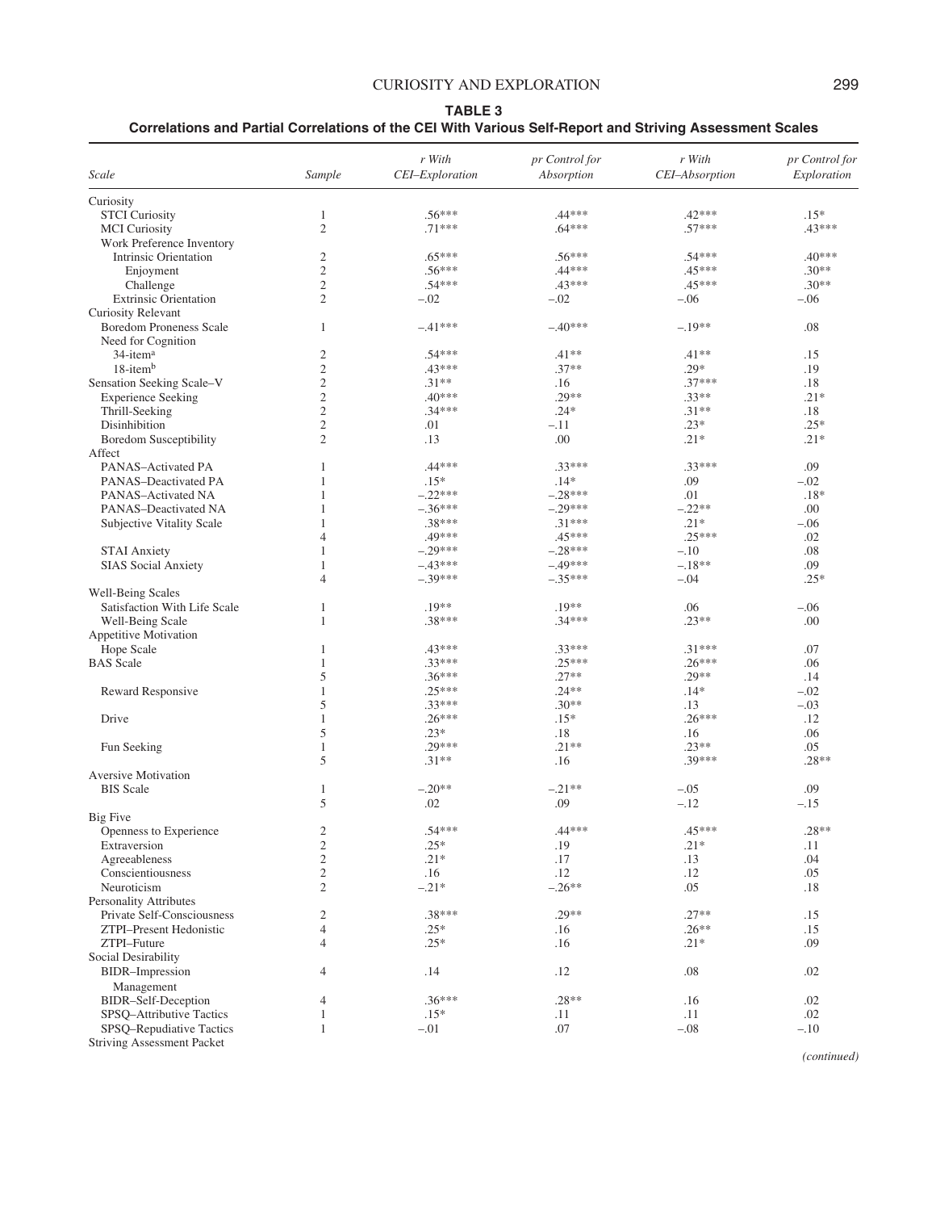**TABLE 3**
**Correlations and Partial Correlations of the CEI With Various Self-Report and Striving Assessment Scales**

| *Scale* | *Sample* | *r With CEI–Exploration* | *pr Control for Absorption* | *r With CEI–Absorption* | *pr Control for Exploration* |
|---|---|---|---|---|---|
| Curiosity | | | | | |
| STCI Curiosity | 1 | .56*** | .44*** | .42*** | .15* |
| MCI Curiosity | 2 | .71*** | .64*** | .57*** | .43*** |
| Work Preference Inventory | | | | | |
| Intrinsic Orientation | 2 | .65*** | .56*** | .54*** | .40*** |
| Enjoyment | 2 | .56*** | .44*** | .45*** | .30** |
| Challenge | 2 | .54*** | .43*** | .45*** | .30** |
| Extrinsic Orientation | 2 | –.02 | –.02 | –.06 | –.06 |
| Curiosity Relevant | | | | | |
| Boredom Proneness Scale | 1 | –.41*** | –.40*** | –.19** | .08 |
| Need for Cognition | | | | | |
| 34-item[a] | 2 | .54*** | .41** | .41** | .15 |
| 18-item[b] | 2 | .43*** | .37** | .29* | .19 |
| Sensation Seeking Scale–V | 2 | .31** | .16 | .37*** | .18 |
| Experience Seeking | 2 | .40*** | .29** | .33** | .21* |
| Thrill-Seeking | 2 | .34*** | .24* | .31** | .18 |
| Disinhibition | 2 | .01 | –.11 | .23* | .25* |
| Boredom Susceptibility | 2 | .13 | .00 | .21* | .21* |
| Affect | | | | | |
| PANAS–Activated PA | 1 | .44*** | .33*** | .33*** | .09 |
| PANAS–Deactivated PA | 1 | .15* | .14* | .09 | –.02 |
| PANAS–Activated NA | 1 | –.22*** | –.28*** | .01 | .18* |
| PANAS–Deactivated NA | 1 | –.36*** | –.29*** | –.22** | .00 |
| Subjective Vitality Scale | 1 | .38*** | .31*** | .21* | –.06 |
| | 4 | .49*** | .45*** | .25*** | .02 |
| STAI Anxiety | 1 | –.29*** | –.28*** | –.10 | .08 |
| SIAS Social Anxiety | 1 | –.43*** | –.49*** | –.18** | .09 |
| | 4 | –.39*** | –.35*** | –.04 | .25* |
| Well-Being Scales | | | | | |
| Satisfaction With Life Scale | 1 | .19** | .19** | .06 | –.06 |
| Well-Being Scale | 1 | .38*** | .34*** | .23** | .00 |
| Appetitive Motivation | | | | | |
| Hope Scale | 1 | .43*** | .33*** | .31*** | .07 |
| BAS Scale | 1 | .33*** | .25*** | .26*** | .06 |
| | 5 | .36*** | .27** | .29** | .14 |
| Reward Responsive | 1 | .25*** | .24** | .14* | –.02 |
| | 5 | .33*** | .30** | .13 | –.03 |
| Drive | 1 | .26*** | .15* | .26*** | .12 |
| | 5 | .23* | .18 | .16 | .06 |
| Fun Seeking | 1 | .29*** | .21** | .23** | .05 |
| | 5 | .31** | .16 | .39*** | .28** |
| Aversive Motivation | | | | | |
| BIS Scale | 1 | –.20** | –.21** | –.05 | .09 |
| | 5 | .02 | .09 | –.12 | –.15 |
| Big Five | | | | | |
| Openness to Experience | 2 | .54*** | .44*** | .45*** | .28** |
| Extraversion | 2 | .25* | .19 | .21* | .11 |
| Agreeableness | 2 | .21* | .17 | .13 | .04 |
| Conscientiousness | 2 | .16 | .12 | .12 | .05 |
| Neuroticism | 2 | –.21* | –.26** | .05 | .18 |
| Personality Attributes | | | | | |
| Private Self-Consciousness | 2 | .38*** | .29** | .27** | .15 |
| ZTPI–Present Hedonistic | 4 | .25* | .16 | .26** | .15 |
| ZTPI–Future | 4 | .25* | .16 | .21* | .09 |
| Social Desirability | | | | | |
| BIDR–Impression Management | 4 | .14 | .12 | .08 | .02 |
| BIDR–Self-Deception | 4 | .36*** | .28** | .16 | .02 |
| SPSQ–Attributive Tactics | 1 | .15* | .11 | .11 | .02 |
| SPSQ–Repudiative Tactics | 1 | –.01 | .07 | –.08 | –.10 |
| Striving Assessment Packet | | | | | |

*(continued)*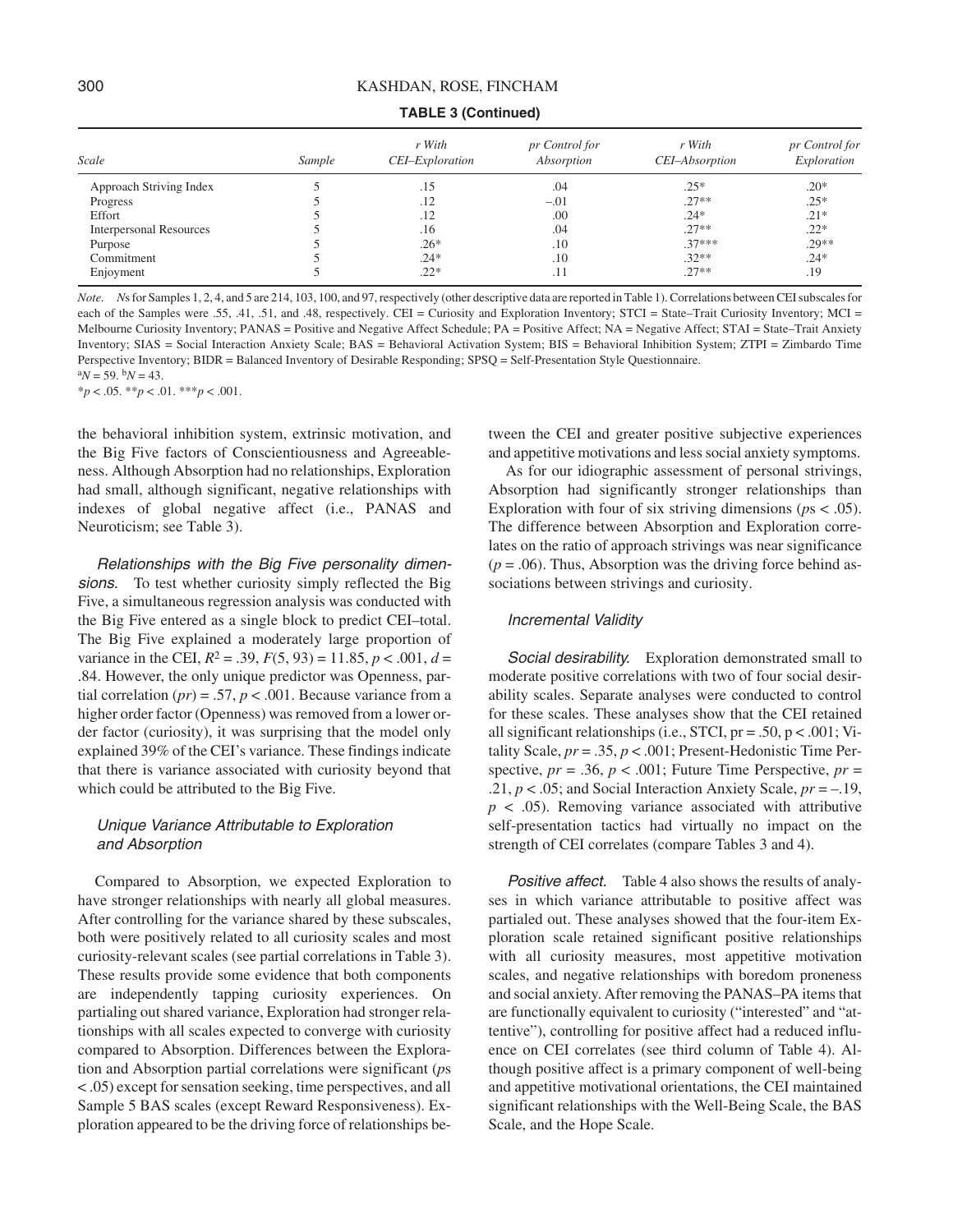**TABLE 3 (Continued)**

| *Scale* | *Sample* | *r With CEI–Exploration* | *pr Control for Absorption* | *r With CEI–Absorption* | *pr Control for Exploration* |
|---|---|---|---|---|---|
| Approach Striving Index | 5 | .15 | .04 | .25* | .20* |
| Progress | 5 | .12 | −.01 | .27** | .25* |
| Effort | 5 | .12 | .00 | .24* | .21* |
| Interpersonal Resources | 5 | .16 | .04 | .27** | .22* |
| Purpose | 5 | .26* | .10 | .37*** | .29** |
| Commitment | 5 | .24* | .10 | .32** | .24* |
| Enjoyment | 5 | .22* | .11 | .27** | .19 |

*Note.* *N*s for Samples 1, 2, 4, and 5 are 214, 103, 100, and 97, respectively (other descriptive data are reported in Table 1). Correlations between CEI subscales for each of the Samples were .55, .41, .51, and .48, respectively. CEI = Curiosity and Exploration Inventory; STCI = State–Trait Curiosity Inventory; MCI = Melbourne Curiosity Inventory; PANAS = Positive and Negative Affect Schedule; PA = Positive Affect; NA = Negative Affect; STAI = State–Trait Anxiety Inventory; SIAS = Social Interaction Anxiety Scale; BAS = Behavioral Activation System; BIS = Behavioral Inhibition System; ZTPI = Zimbardo Time Perspective Inventory; BIDR = Balanced Inventory of Desirable Responding; SPSQ = Self-Presentation Style Questionnaire.

[a]$N = 59$. [b]$N = 43$.

*$p < .05$. **$p < .01$. ***$p < .001$.

the behavioral inhibition system, extrinsic motivation, and the Big Five factors of Conscientiousness and Agreeableness. Although Absorption had no relationships, Exploration had small, although significant, negative relationships with indexes of global negative affect (i.e., PANAS and Neuroticism; see Table 3).

*Relationships with the Big Five personality dimensions.* To test whether curiosity simply reflected the Big Five, a simultaneous regression analysis was conducted with the Big Five entered as a single block to predict CEI–total. The Big Five explained a moderately large proportion of variance in the CEI, $R^2 = .39$, $F(5, 93) = 11.85$, $p < .001$, $d = .84$. However, the only unique predictor was Openness, partial correlation ($pr$) = .57, $p < .001$. Because variance from a higher order factor (Openness) was removed from a lower order factor (curiosity), it was surprising that the model only explained 39% of the CEI's variance. These findings indicate that there is variance associated with curiosity beyond that which could be attributed to the Big Five.

### *Unique Variance Attributable to Exploration and Absorption*

Compared to Absorption, we expected Exploration to have stronger relationships with nearly all global measures. After controlling for the variance shared by these subscales, both were positively related to all curiosity scales and most curiosity-relevant scales (see partial correlations in Table 3). These results provide some evidence that both components are independently tapping curiosity experiences. On partialing out shared variance, Exploration had stronger relationships with all scales expected to converge with curiosity compared to Absorption. Differences between the Exploration and Absorption partial correlations were significant (*p*s < .05) except for sensation seeking, time perspectives, and all Sample 5 BAS scales (except Reward Responsiveness). Exploration appeared to be the driving force of relationships between the CEI and greater positive subjective experiences and appetitive motivations and less social anxiety symptoms.

As for our idiographic assessment of personal strivings, Absorption had significantly stronger relationships than Exploration with four of six striving dimensions (*p*s < .05). The difference between Absorption and Exploration correlates on the ratio of approach strivings was near significance ($p = .06$). Thus, Absorption was the driving force behind associations between strivings and curiosity.

### *Incremental Validity*

*Social desirability.* Exploration demonstrated small to moderate positive correlations with two of four social desirability scales. Separate analyses were conducted to control for these scales. These analyses show that the CEI retained all significant relationships (i.e., STCI, pr = .50, p < .001; Vitality Scale, $pr = .35$, $p < .001$; Present-Hedonistic Time Perspective, $pr = .36$, $p < .001$; Future Time Perspective, $pr = .21$, $p < .05$; and Social Interaction Anxiety Scale, $pr = –.19$, $p < .05$). Removing variance associated with attributive self-presentation tactics had virtually no impact on the strength of CEI correlates (compare Tables 3 and 4).

*Positive affect.* Table 4 also shows the results of analyses in which variance attributable to positive affect was partialed out. These analyses showed that the four-item Exploration scale retained significant positive relationships with all curiosity measures, most appetitive motivation scales, and negative relationships with boredom proneness and social anxiety. After removing the PANAS–PA items that are functionally equivalent to curiosity ("interested" and "attentive"), controlling for positive affect had a reduced influence on CEI correlates (see third column of Table 4). Although positive affect is a primary component of well-being and appetitive motivational orientations, the CEI maintained significant relationships with the Well-Being Scale, the BAS Scale, and the Hope Scale.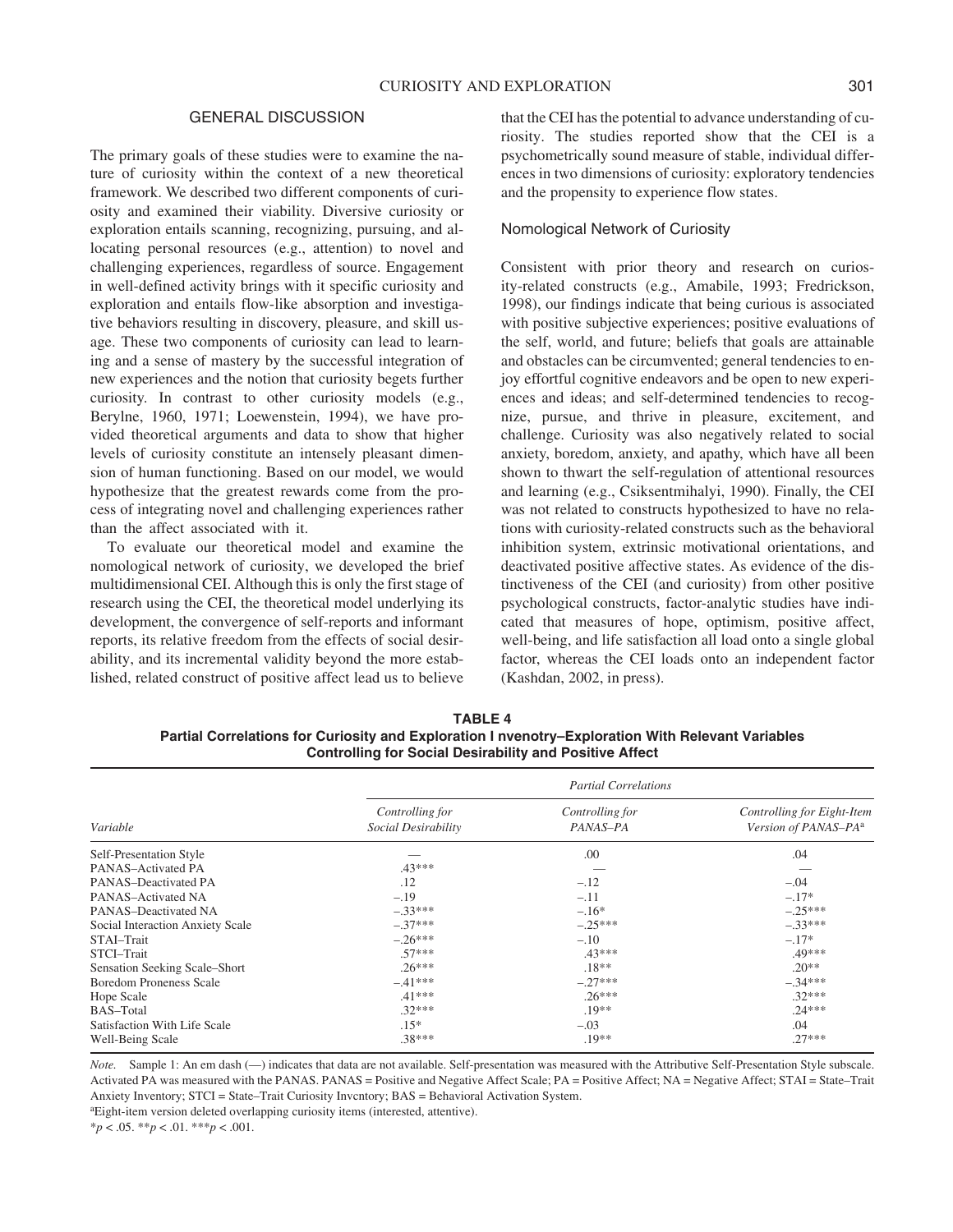## GENERAL DISCUSSION

The primary goals of these studies were to examine the nature of curiosity within the context of a new theoretical framework. We described two different components of curiosity and examined their viability. Diversive curiosity or exploration entails scanning, recognizing, pursuing, and allocating personal resources (e.g., attention) to novel and challenging experiences, regardless of source. Engagement in well-defined activity brings with it specific curiosity and exploration and entails flow-like absorption and investigative behaviors resulting in discovery, pleasure, and skill usage. These two components of curiosity can lead to learning and a sense of mastery by the successful integration of new experiences and the notion that curiosity begets further curiosity. In contrast to other curiosity models (e.g., Berylne, 1960, 1971; Loewenstein, 1994), we have provided theoretical arguments and data to show that higher levels of curiosity constitute an intensely pleasant dimension of human functioning. Based on our model, we would hypothesize that the greatest rewards come from the process of integrating novel and challenging experiences rather than the affect associated with it.

To evaluate our theoretical model and examine the nomological network of curiosity, we developed the brief multidimensional CEI. Although this is only the first stage of research using the CEI, the theoretical model underlying its development, the convergence of self-reports and informant reports, its relative freedom from the effects of social desirability, and its incremental validity beyond the more established, related construct of positive affect lead us to believe that the CEI has the potential to advance understanding of curiosity. The studies reported show that the CEI is a psychometrically sound measure of stable, individual differences in two dimensions of curiosity: exploratory tendencies and the propensity to experience flow states.

### Nomological Network of Curiosity

Consistent with prior theory and research on curiosity-related constructs (e.g., Amabile, 1993; Fredrickson, 1998), our findings indicate that being curious is associated with positive subjective experiences; positive evaluations of the self, world, and future; beliefs that goals are attainable and obstacles can be circumvented; general tendencies to enjoy effortful cognitive endeavors and be open to new experiences and ideas; and self-determined tendencies to recognize, pursue, and thrive in pleasure, excitement, and challenge. Curiosity was also negatively related to social anxiety, boredom, anxiety, and apathy, which have all been shown to thwart the self-regulation of attentional resources and learning (e.g., Csiksentmihalyi, 1990). Finally, the CEI was not related to constructs hypothesized to have no relations with curiosity-related constructs such as the behavioral inhibition system, extrinsic motivational orientations, and deactivated positive affective states. As evidence of the distinctiveness of the CEI (and curiosity) from other positive psychological constructs, factor-analytic studies have indicated that measures of hope, optimism, positive affect, well-being, and life satisfaction all load onto a single global factor, whereas the CEI loads onto an independent factor (Kashdan, 2002, in press).

**TABLE 4**
**Partial Correlations for Curiosity and Exploration I nvenotry–Exploration With Relevant Variables Controlling for Social Desirability and Positive Affect**

| | *Partial Correlations* | | |
|---|---|---|---|
| *Variable* | *Controlling for Social Desirability* | *Controlling for PANAS–PA* | *Controlling for Eight-Item Version of PANAS–PA*[a] |
| Self-Presentation Style | — | .00 | .04 |
| PANAS–Activated PA | .43*** | — | — |
| PANAS–Deactivated PA | .12 | –.12 | –.04 |
| PANAS–Activated NA | –.19 | –.11 | –.17* |
| PANAS–Deactivated NA | –.33*** | –.16* | –.25*** |
| Social Interaction Anxiety Scale | –.37*** | –.25*** | –.33*** |
| STAI–Trait | –.26*** | –.10 | –.17* |
| STCI–Trait | .57*** | .43*** | .49*** |
| Sensation Seeking Scale–Short | .26*** | .18** | .20** |
| Boredom Proneness Scale | –.41*** | –.27*** | –.34*** |
| Hope Scale | .41*** | .26*** | .32*** |
| BAS–Total | .32*** | .19** | .24*** |
| Satisfaction With Life Scale | .15* | –.03 | .04 |
| Well-Being Scale | .38*** | .19** | .27*** |

*Note.* Sample 1: An em dash (—) indicates that data are not available. Self-presentation was measured with the Attributive Self-Presentation Style subscale. Activated PA was measured with the PANAS. PANAS = Positive and Negative Affect Scale; PA = Positive Affect; NA = Negative Affect; STAI = State–Trait Anxiety Inventory; STCI = State–Trait Curiosity Invcntory; BAS = Behavioral Activation System.

[a]Eight-item version deleted overlapping curiosity items (interested, attentive).

*$p < .05$. **$p < .01$. ***$p < .001$.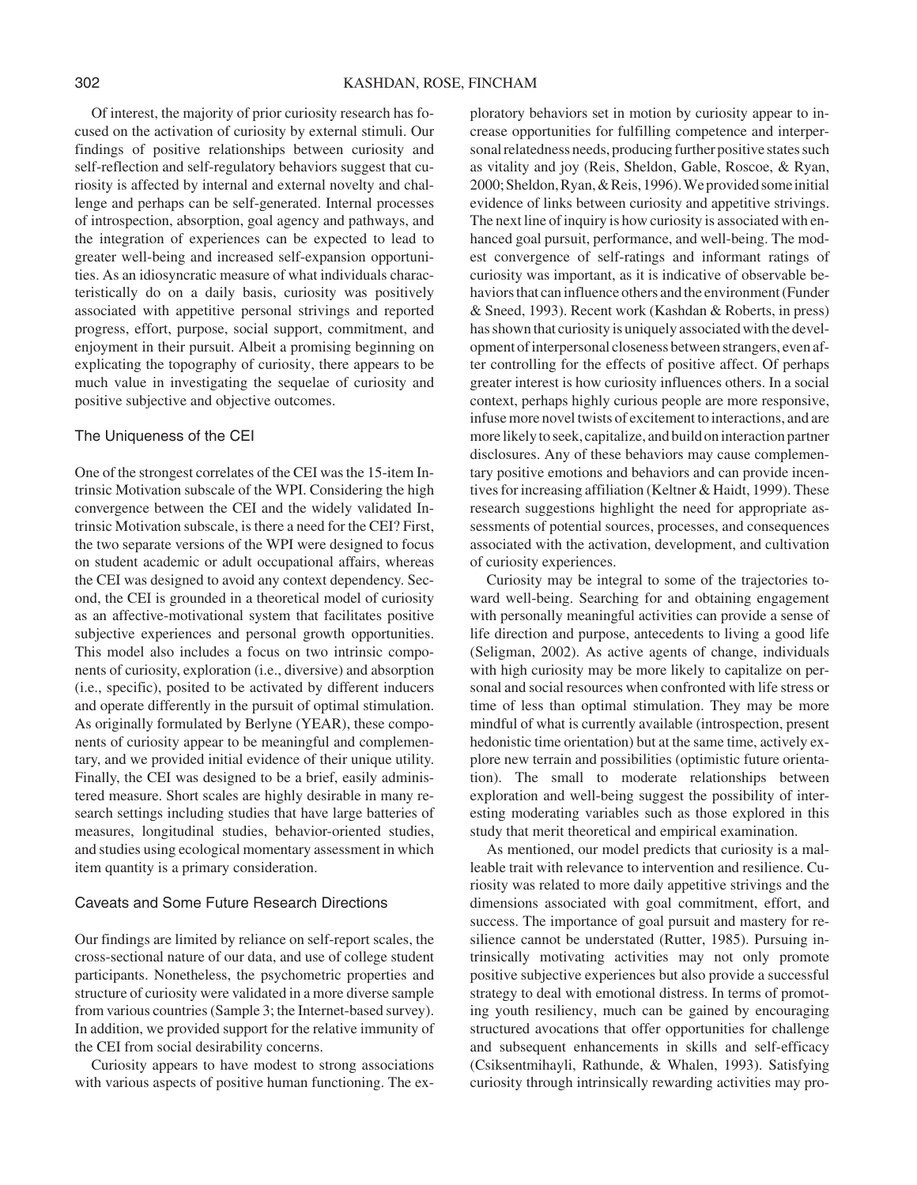Of interest, the majority of prior curiosity research has focused on the activation of curiosity by external stimuli. Our findings of positive relationships between curiosity and self-reflection and self-regulatory behaviors suggest that curiosity is affected by internal and external novelty and challenge and perhaps can be self-generated. Internal processes of introspection, absorption, goal agency and pathways, and the integration of experiences can be expected to lead to greater well-being and increased self-expansion opportunities. As an idiosyncratic measure of what individuals characteristically do on a daily basis, curiosity was positively associated with appetitive personal strivings and reported progress, effort, purpose, social support, commitment, and enjoyment in their pursuit. Albeit a promising beginning on explicating the topography of curiosity, there appears to be much value in investigating the sequelae of curiosity and positive subjective and objective outcomes.

## The Uniqueness of the CEI

One of the strongest correlates of the CEI was the 15-item Intrinsic Motivation subscale of the WPI. Considering the high convergence between the CEI and the widely validated Intrinsic Motivation subscale, is there a need for the CEI? First, the two separate versions of the WPI were designed to focus on student academic or adult occupational affairs, whereas the CEI was designed to avoid any context dependency. Second, the CEI is grounded in a theoretical model of curiosity as an affective-motivational system that facilitates positive subjective experiences and personal growth opportunities. This model also includes a focus on two intrinsic components of curiosity, exploration (i.e., diversive) and absorption (i.e., specific), posited to be activated by different inducers and operate differently in the pursuit of optimal stimulation. As originally formulated by Berlyne (YEAR), these components of curiosity appear to be meaningful and complementary, and we provided initial evidence of their unique utility. Finally, the CEI was designed to be a brief, easily administered measure. Short scales are highly desirable in many research settings including studies that have large batteries of measures, longitudinal studies, behavior-oriented studies, and studies using ecological momentary assessment in which item quantity is a primary consideration.

## Caveats and Some Future Research Directions

Our findings are limited by reliance on self-report scales, the cross-sectional nature of our data, and use of college student participants. Nonetheless, the psychometric properties and structure of curiosity were validated in a more diverse sample from various countries (Sample 3; the Internet-based survey). In addition, we provided support for the relative immunity of the CEI from social desirability concerns.

Curiosity appears to have modest to strong associations with various aspects of positive human functioning. The exploratory behaviors set in motion by curiosity appear to increase opportunities for fulfilling competence and interpersonal relatedness needs, producing further positive states such as vitality and joy (Reis, Sheldon, Gable, Roscoe, & Ryan, 2000; Sheldon, Ryan, & Reis, 1996). We provided some initial evidence of links between curiosity and appetitive strivings. The next line of inquiry is how curiosity is associated with enhanced goal pursuit, performance, and well-being. The modest convergence of self-ratings and informant ratings of curiosity was important, as it is indicative of observable behaviors that can influence others and the environment (Funder & Sneed, 1993). Recent work (Kashdan & Roberts, in press) has shown that curiosity is uniquely associated with the development of interpersonal closeness between strangers, even after controlling for the effects of positive affect. Of perhaps greater interest is how curiosity influences others. In a social context, perhaps highly curious people are more responsive, infuse more novel twists of excitement to interactions, and are more likely to seek, capitalize, and build on interaction partner disclosures. Any of these behaviors may cause complementary positive emotions and behaviors and can provide incentives for increasing affiliation (Keltner & Haidt, 1999). These research suggestions highlight the need for appropriate assessments of potential sources, processes, and consequences associated with the activation, development, and cultivation of curiosity experiences.

Curiosity may be integral to some of the trajectories toward well-being. Searching for and obtaining engagement with personally meaningful activities can provide a sense of life direction and purpose, antecedents to living a good life (Seligman, 2002). As active agents of change, individuals with high curiosity may be more likely to capitalize on personal and social resources when confronted with life stress or time of less than optimal stimulation. They may be more mindful of what is currently available (introspection, present hedonistic time orientation) but at the same time, actively explore new terrain and possibilities (optimistic future orientation). The small to moderate relationships between exploration and well-being suggest the possibility of interesting moderating variables such as those explored in this study that merit theoretical and empirical examination.

As mentioned, our model predicts that curiosity is a malleable trait with relevance to intervention and resilience. Curiosity was related to more daily appetitive strivings and the dimensions associated with goal commitment, effort, and success. The importance of goal pursuit and mastery for resilience cannot be understated (Rutter, 1985). Pursuing intrinsically motivating activities may not only promote positive subjective experiences but also provide a successful strategy to deal with emotional distress. In terms of promoting youth resiliency, much can be gained by encouraging structured avocations that offer opportunities for challenge and subsequent enhancements in skills and self-efficacy (Csiksentmihayli, Rathunde, & Whalen, 1993). Satisfying curiosity through intrinsically rewarding activities may pro-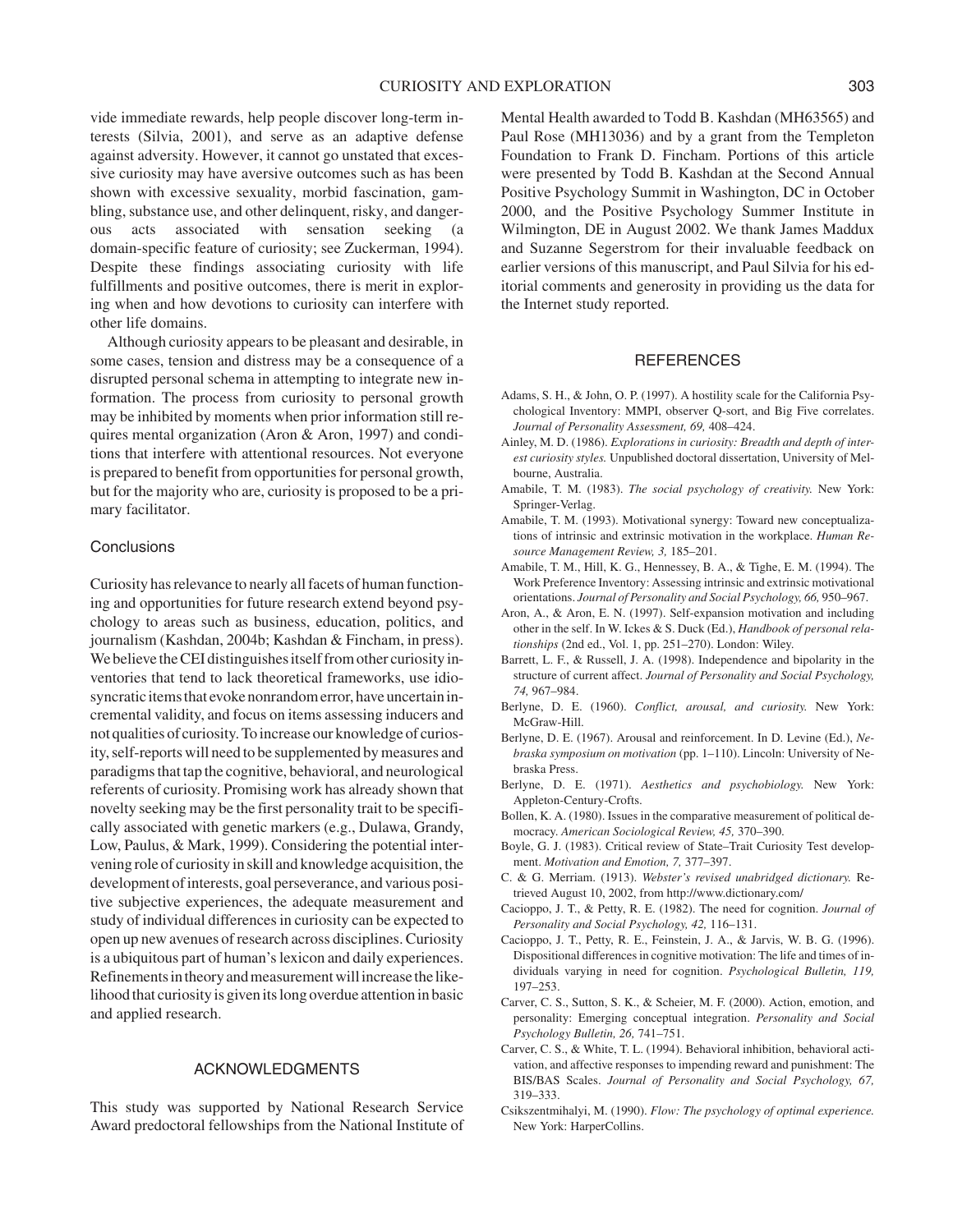vide immediate rewards, help people discover long-term interests (Silvia, 2001), and serve as an adaptive defense against adversity. However, it cannot go unstated that excessive curiosity may have aversive outcomes such as has been shown with excessive sexuality, morbid fascination, gambling, substance use, and other delinquent, risky, and dangerous acts associated with sensation seeking (a domain-specific feature of curiosity; see Zuckerman, 1994). Despite these findings associating curiosity with life fulfillments and positive outcomes, there is merit in exploring when and how devotions to curiosity can interfere with other life domains.

Although curiosity appears to be pleasant and desirable, in some cases, tension and distress may be a consequence of a disrupted personal schema in attempting to integrate new information. The process from curiosity to personal growth may be inhibited by moments when prior information still requires mental organization (Aron & Aron, 1997) and conditions that interfere with attentional resources. Not everyone is prepared to benefit from opportunities for personal growth, but for the majority who are, curiosity is proposed to be a primary facilitator.

### Conclusions

Curiosity has relevance to nearly all facets of human functioning and opportunities for future research extend beyond psychology to areas such as business, education, politics, and journalism (Kashdan, 2004b; Kashdan & Fincham, in press). We believe the CEI distinguishes itself from other curiosity inventories that tend to lack theoretical frameworks, use idiosyncratic items that evoke nonrandom error, have uncertain incremental validity, and focus on items assessing inducers and not qualities of curiosity. To increase our knowledge of curiosity, self-reports will need to be supplemented by measures and paradigms that tap the cognitive, behavioral, and neurological referents of curiosity. Promising work has already shown that novelty seeking may be the first personality trait to be specifically associated with genetic markers (e.g., Dulawa, Grandy, Low, Paulus, & Mark, 1999). Considering the potential intervening role of curiosity in skill and knowledge acquisition, the development of interests, goal perseverance, and various positive subjective experiences, the adequate measurement and study of individual differences in curiosity can be expected to open up new avenues of research across disciplines. Curiosity is a ubiquitous part of human's lexicon and daily experiences. Refinements in theory and measurement will increase the likelihood that curiosity is given its long overdue attention in basic and applied research.

## ACKNOWLEDGMENTS

This study was supported by National Research Service Award predoctoral fellowships from the National Institute of Mental Health awarded to Todd B. Kashdan (MH63565) and Paul Rose (MH13036) and by a grant from the Templeton Foundation to Frank D. Fincham. Portions of this article were presented by Todd B. Kashdan at the Second Annual Positive Psychology Summit in Washington, DC in October 2000, and the Positive Psychology Summer Institute in Wilmington, DE in August 2002. We thank James Maddux and Suzanne Segerstrom for their invaluable feedback on earlier versions of this manuscript, and Paul Silvia for his editorial comments and generosity in providing us the data for the Internet study reported.

## REFERENCES

Adams, S. H., & John, O. P. (1997). A hostility scale for the California Psychological Inventory: MMPI, observer Q-sort, and Big Five correlates. *Journal of Personality Assessment, 69,* 408–424.

Ainley, M. D. (1986). *Explorations in curiosity: Breadth and depth of interest curiosity styles.* Unpublished doctoral dissertation, University of Melbourne, Australia.

Amabile, T. M. (1983). *The social psychology of creativity.* New York: Springer-Verlag.

Amabile, T. M. (1993). Motivational synergy: Toward new conceptualizations of intrinsic and extrinsic motivation in the workplace. *Human Resource Management Review, 3,* 185–201.

Amabile, T. M., Hill, K. G., Hennessey, B. A., & Tighe, E. M. (1994). The Work Preference Inventory: Assessing intrinsic and extrinsic motivational orientations. *Journal of Personality and Social Psychology, 66,* 950–967.

Aron, A., & Aron, E. N. (1997). Self-expansion motivation and including other in the self. In W. Ickes & S. Duck (Ed.), *Handbook of personal relationships* (2nd ed., Vol. 1, pp. 251–270). London: Wiley.

Barrett, L. F., & Russell, J. A. (1998). Independence and bipolarity in the structure of current affect. *Journal of Personality and Social Psychology, 74,* 967–984.

Berlyne, D. E. (1960). *Conflict, arousal, and curiosity.* New York: McGraw-Hill.

Berlyne, D. E. (1967). Arousal and reinforcement. In D. Levine (Ed.), *Nebraska symposium on motivation* (pp. 1–110). Lincoln: University of Nebraska Press.

Berlyne, D. E. (1971). *Aesthetics and psychobiology.* New York: Appleton-Century-Crofts.

Bollen, K. A. (1980). Issues in the comparative measurement of political democracy. *American Sociological Review, 45,* 370–390.

Boyle, G. J. (1983). Critical review of State–Trait Curiosity Test development. *Motivation and Emotion, 7,* 377–397.

C. & G. Merriam. (1913). *Webster's revised unabridged dictionary.* Retrieved August 10, 2002, from http://www.dictionary.com/

Cacioppo, J. T., & Petty, R. E. (1982). The need for cognition. *Journal of Personality and Social Psychology, 42,* 116–131.

Cacioppo, J. T., Petty, R. E., Feinstein, J. A., & Jarvis, W. B. G. (1996). Dispositional differences in cognitive motivation: The life and times of individuals varying in need for cognition. *Psychological Bulletin, 119,* 197–253.

Carver, C. S., Sutton, S. K., & Scheier, M. F. (2000). Action, emotion, and personality: Emerging conceptual integration. *Personality and Social Psychology Bulletin, 26,* 741–751.

Carver, C. S., & White, T. L. (1994). Behavioral inhibition, behavioral activation, and affective responses to impending reward and punishment: The BIS/BAS Scales. *Journal of Personality and Social Psychology, 67,* 319–333.

Csikszentmihalyi, M. (1990). *Flow: The psychology of optimal experience.* New York: HarperCollins.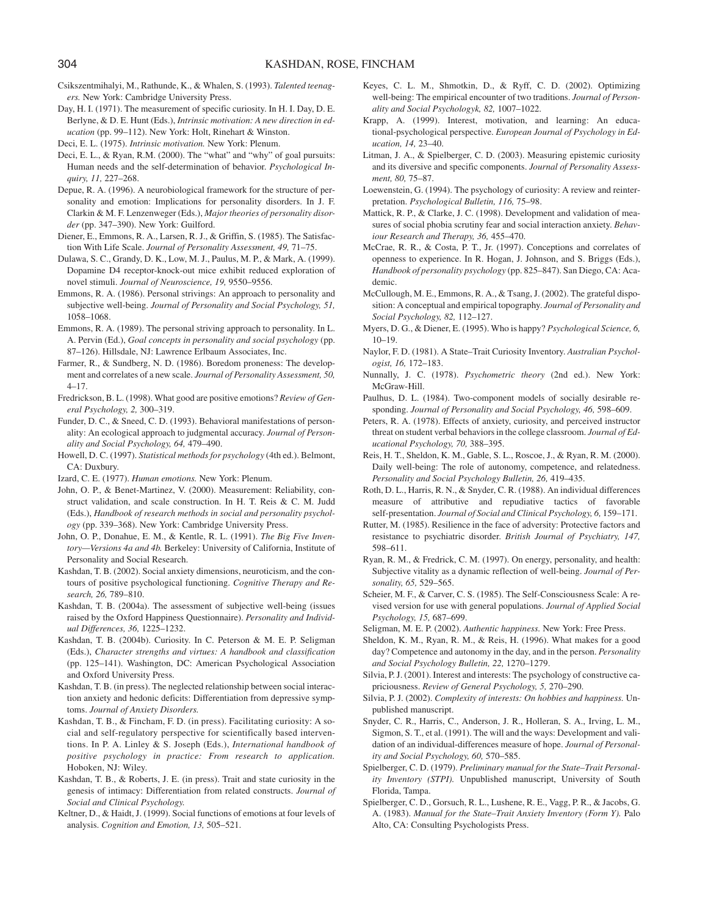Csikszentmihalyi, M., Rathunde, K., & Whalen, S. (1993). *Talented teenagers.* New York: Cambridge University Press.

Day, H. I. (1971). The measurement of specific curiosity. In H. I. Day, D. E. Berlyne, & D. E. Hunt (Eds.), *Intrinsic motivation: A new direction in education* (pp. 99–112). New York: Holt, Rinehart & Winston.

Deci, E. L. (1975). *Intrinsic motivation.* New York: Plenum.

Deci, E. L., & Ryan, R.M. (2000). The "what" and "why" of goal pursuits: Human needs and the self-determination of behavior. *Psychological Inquiry, 11,* 227–268.

Depue, R. A. (1996). A neurobiological framework for the structure of personality and emotion: Implications for personality disorders. In J. F. Clarkin & M. F. Lenzenweger (Eds.), *Major theories of personality disorder* (pp. 347–390). New York: Guilford.

Diener, E., Emmons, R. A., Larsen, R. J., & Griffin, S. (1985). The Satisfaction With Life Scale. *Journal of Personality Assessment, 49,* 71–75.

Dulawa, S. C., Grandy, D. K., Low, M. J., Paulus, M. P., & Mark, A. (1999). Dopamine D4 receptor-knock-out mice exhibit reduced exploration of novel stimuli. *Journal of Neuroscience, 19,* 9550–9556.

Emmons, R. A. (1986). Personal strivings: An approach to personality and subjective well-being. *Journal of Personality and Social Psychology, 51,* 1058–1068.

Emmons, R. A. (1989). The personal striving approach to personality. In L. A. Pervin (Ed.), *Goal concepts in personality and social psychology* (pp. 87–126). Hillsdale, NJ: Lawrence Erlbaum Associates, Inc.

Farmer, R., & Sundberg, N. D. (1986). Boredom proneness: The development and correlates of a new scale. *Journal of Personality Assessment, 50,* 4–17.

Fredrickson, B. L. (1998). What good are positive emotions? *Review of General Psychology, 2,* 300–319.

Funder, D. C., & Sneed, C. D. (1993). Behavioral manifestations of personality: An ecological approach to judgmental accuracy. *Journal of Personality and Social Psychology, 64,* 479–490.

Howell, D. C. (1997). *Statistical methods for psychology* (4th ed.). Belmont, CA: Duxbury.

Izard, C. E. (1977). *Human emotions.* New York: Plenum.

John, O. P., & Benet-Martinez, V. (2000). Measurement: Reliability, construct validation, and scale construction. In H. T. Reis & C. M. Judd (Eds.), *Handbook of research methods in social and personality psychology* (pp. 339–368). New York: Cambridge University Press.

John, O. P., Donahue, E. M., & Kentle, R. L. (1991). *The Big Five Inventory—Versions 4a and 4b.* Berkeley: University of California, Institute of Personality and Social Research.

Kashdan, T. B. (2002). Social anxiety dimensions, neuroticism, and the contours of positive psychological functioning. *Cognitive Therapy and Research, 26,* 789–810.

Kashdan, T. B. (2004a). The assessment of subjective well-being (issues raised by the Oxford Happiness Questionnaire). *Personality and Individual Differences, 36,* 1225–1232.

Kashdan, T. B. (2004b). Curiosity. In C. Peterson & M. E. P. Seligman (Eds.), *Character strengths and virtues: A handbook and classification* (pp. 125–141). Washington, DC: American Psychological Association and Oxford University Press.

Kashdan, T. B. (in press). The neglected relationship between social interaction anxiety and hedonic deficits: Differentiation from depressive symptoms. *Journal of Anxiety Disorders.*

Kashdan, T. B., & Fincham, F. D. (in press). Facilitating curiosity: A social and self-regulatory perspective for scientifically based interventions. In P. A. Linley & S. Joseph (Eds.), *International handbook of positive psychology in practice: From research to application.* Hoboken, NJ: Wiley.

Kashdan, T. B., & Roberts, J. E. (in press). Trait and state curiosity in the genesis of intimacy: Differentiation from related constructs. *Journal of Social and Clinical Psychology.*

Keltner, D., & Haidt, J. (1999). Social functions of emotions at four levels of analysis. *Cognition and Emotion, 13,* 505–521.

Keyes, C. L. M., Shmotkin, D., & Ryff, C. D. (2002). Optimizing well-being: The empirical encounter of two traditions. *Journal of Personality and Social Psychologyk, 82,* 1007–1022.

Krapp, A. (1999). Interest, motivation, and learning: An educational-psychological perspective. *European Journal of Psychology in Education, 14,* 23–40.

Litman, J. A., & Spielberger, C. D. (2003). Measuring epistemic curiosity and its diversive and specific components. *Journal of Personality Assessment, 80,* 75–87.

Loewenstein, G. (1994). The psychology of curiosity: A review and reinterpretation. *Psychological Bulletin, 116,* 75–98.

Mattick, R. P., & Clarke, J. C. (1998). Development and validation of measures of social phobia scrutiny fear and social interaction anxiety. *Behaviour Research and Therapy, 36,* 455–470.

McCrae, R. R., & Costa, P. T., Jr. (1997). Conceptions and correlates of openness to experience. In R. Hogan, J. Johnson, and S. Briggs (Eds.), *Handbook of personality psychology* (pp. 825–847). San Diego, CA: Academic.

McCullough, M. E., Emmons, R. A., & Tsang, J. (2002). The grateful disposition: A conceptual and empirical topography. *Journal of Personality and Social Psychology, 82,* 112–127.

Myers, D. G., & Diener, E. (1995). Who is happy? *Psychological Science, 6,* 10–19.

Naylor, F. D. (1981). A State–Trait Curiosity Inventory. *Australian Psychologist, 16,* 172–183.

Nunnally, J. C. (1978). *Psychometric theory* (2nd ed.). New York: McGraw-Hill.

Paulhus, D. L. (1984). Two-component models of socially desirable responding. *Journal of Personality and Social Psychology, 46,* 598–609.

Peters, R. A. (1978). Effects of anxiety, curiosity, and perceived instructor threat on student verbal behaviors in the college classroom. *Journal of Educational Psychology, 70,* 388–395.

Reis, H. T., Sheldon, K. M., Gable, S. L., Roscoe, J., & Ryan, R. M. (2000). Daily well-being: The role of autonomy, competence, and relatedness. *Personality and Social Psychology Bulletin, 26,* 419–435.

Roth, D. L., Harris, R. N., & Snyder, C. R. (1988). An individual differences measure of attributive and repudiative tactics of favorable self-presentation. *Journal of Social and Clinical Psychology, 6,* 159–171.

Rutter, M. (1985). Resilience in the face of adversity: Protective factors and resistance to psychiatric disorder. *British Journal of Psychiatry, 147,* 598–611.

Ryan, R. M., & Fredrick, C. M. (1997). On energy, personality, and health: Subjective vitality as a dynamic reflection of well-being. *Journal of Personality, 65,* 529–565.

Scheier, M. F., & Carver, C. S. (1985). The Self-Consciousness Scale: A revised version for use with general populations. *Journal of Applied Social Psychology, 15,* 687–699.

Seligman, M. E. P. (2002). *Authentic happiness.* New York: Free Press.

Sheldon, K. M., Ryan, R. M., & Reis, H. (1996). What makes for a good day? Competence and autonomy in the day, and in the person. *Personality and Social Psychology Bulletin, 22,* 1270–1279.

Silvia, P. J. (2001). Interest and interests: The psychology of constructive capriciousness. *Review of General Psychology, 5,* 270–290.

Silvia, P. J. (2002). *Complexity of interests: On hobbies and happiness.* Unpublished manuscript.

Snyder, C. R., Harris, C., Anderson, J. R., Holleran, S. A., Irving, L. M., Sigmon, S. T., et al. (1991). The will and the ways: Development and validation of an individual-differences measure of hope. *Journal of Personality and Social Psychology, 60,* 570–585.

Spielberger, C. D. (1979). *Preliminary manual for the State–Trait Personality Inventory (STPI).* Unpublished manuscript, University of South Florida, Tampa.

Spielberger, C. D., Gorsuch, R. L., Lushene, R. E., Vagg, P. R., & Jacobs, G. A. (1983). *Manual for the State–Trait Anxiety Inventory (Form Y).* Palo Alto, CA: Consulting Psychologists Press.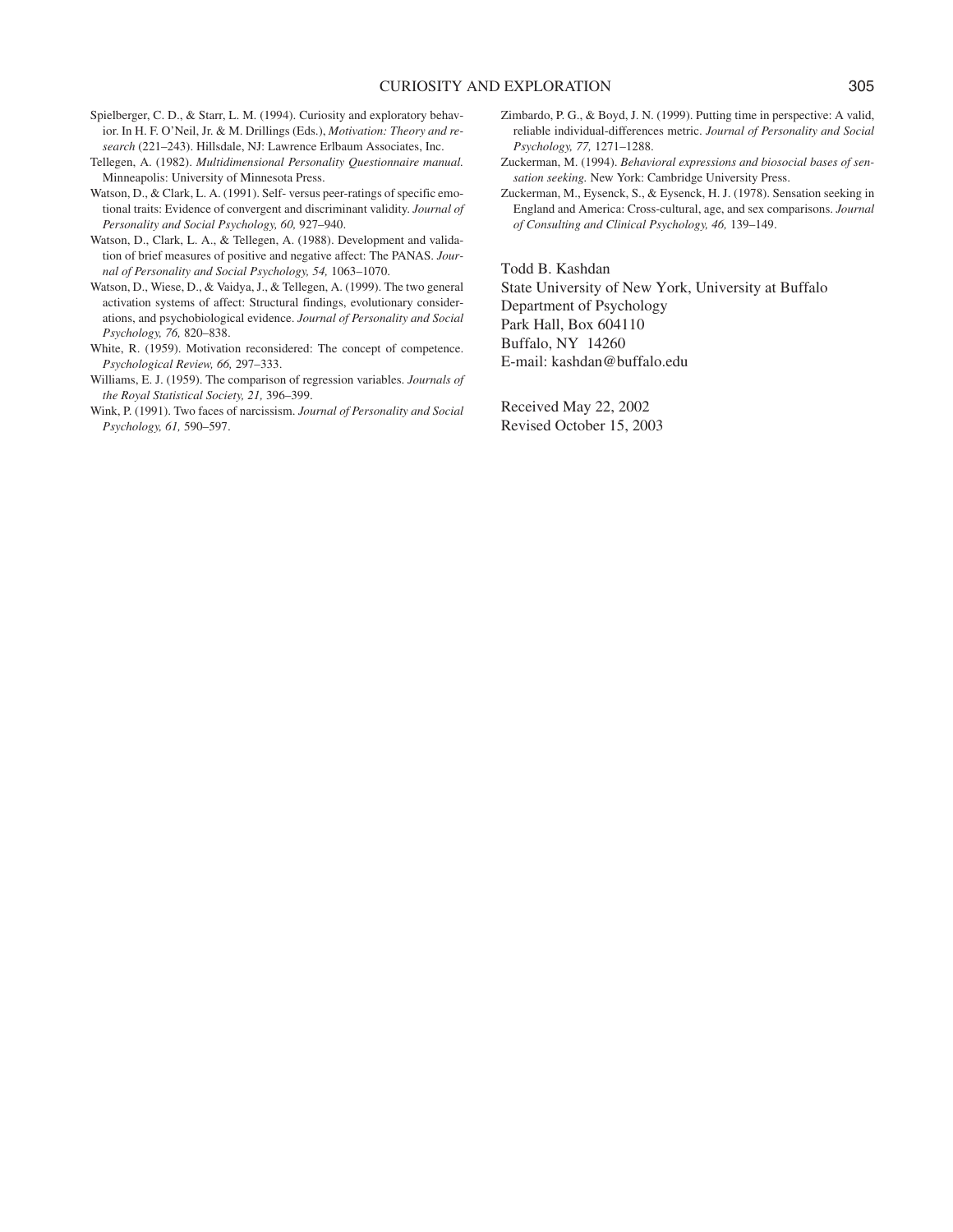Spielberger, C. D., & Starr, L. M. (1994). Curiosity and exploratory behavior. In H. F. O'Neil, Jr. & M. Drillings (Eds.), *Motivation: Theory and research* (221–243). Hillsdale, NJ: Lawrence Erlbaum Associates, Inc.

Tellegen, A. (1982). *Multidimensional Personality Questionnaire manual.* Minneapolis: University of Minnesota Press.

Watson, D., & Clark, L. A. (1991). Self- versus peer-ratings of specific emotional traits: Evidence of convergent and discriminant validity. *Journal of Personality and Social Psychology, 60,* 927–940.

Watson, D., Clark, L. A., & Tellegen, A. (1988). Development and validation of brief measures of positive and negative affect: The PANAS. *Journal of Personality and Social Psychology, 54,* 1063–1070.

Watson, D., Wiese, D., & Vaidya, J., & Tellegen, A. (1999). The two general activation systems of affect: Structural findings, evolutionary considerations, and psychobiological evidence. *Journal of Personality and Social Psychology, 76,* 820–838.

White, R. (1959). Motivation reconsidered: The concept of competence. *Psychological Review, 66,* 297–333.

Williams, E. J. (1959). The comparison of regression variables. *Journals of the Royal Statistical Society, 21,* 396–399.

Wink, P. (1991). Two faces of narcissism. *Journal of Personality and Social Psychology, 61,* 590–597.

Zimbardo, P. G., & Boyd, J. N. (1999). Putting time in perspective: A valid, reliable individual-differences metric. *Journal of Personality and Social Psychology, 77,* 1271–1288.

Zuckerman, M. (1994). *Behavioral expressions and biosocial bases of sensation seeking.* New York: Cambridge University Press.

Zuckerman, M., Eysenck, S., & Eysenck, H. J. (1978). Sensation seeking in England and America: Cross-cultural, age, and sex comparisons. *Journal of Consulting and Clinical Psychology, 46,* 139–149.

Todd B. Kashdan
State University of New York, University at Buffalo
Department of Psychology
Park Hall, Box 604110
Buffalo, NY 14260
E-mail: kashdan@buffalo.edu

Received May 22, 2002
Revised October 15, 2003